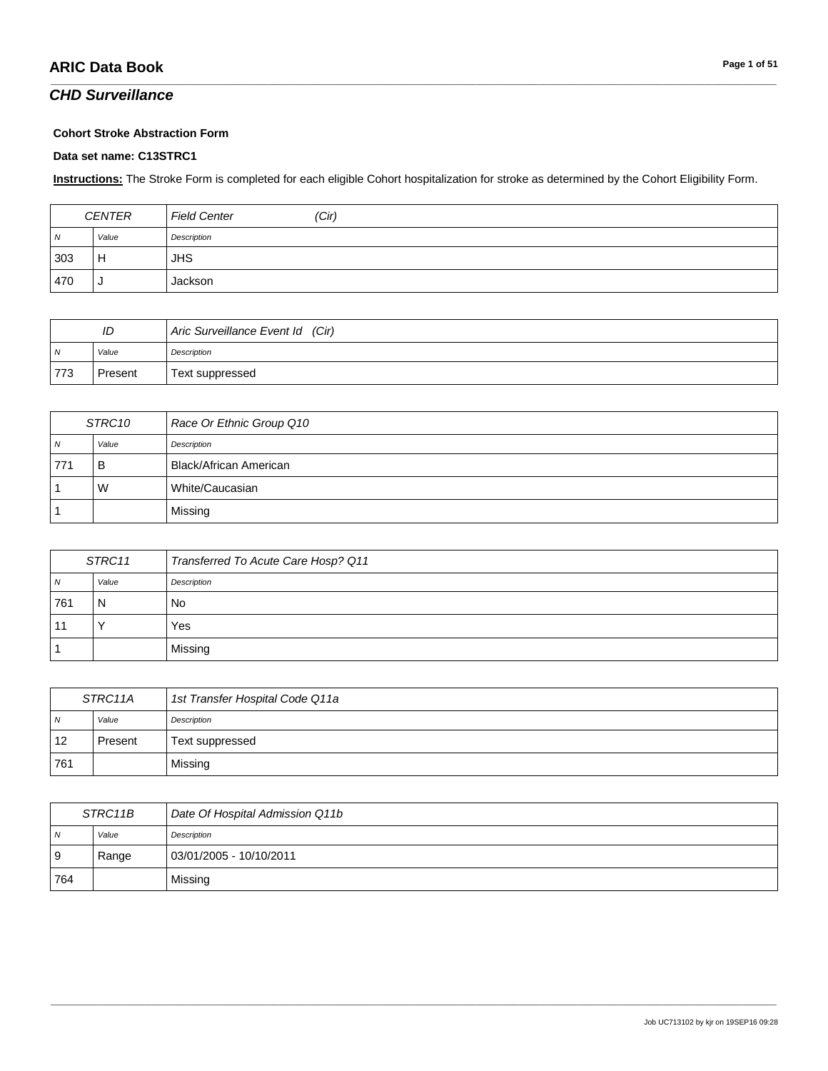## CHD Surveillance

**Cohort Stroke Abstraction Form**

**Data set name: C13STRC1**

**Instructions:** The Stroke Form is completed for each eligible Cohort hospitalization for stroke as determined by the Cohort Eligibility Form.

| CENTER | | Field Center (Cir) |
|---|---|---|
| *N* | *Value* | *Description* |
| 303 | H | JHS |
| 470 | J | Jackson |

| ID | | Aric Surveillance Event Id (Cir) |
|---|---|---|
| *N* | *Value* | *Description* |
| 773 | Present | Text suppressed |

| STRC10 | | Race Or Ethnic Group Q10 |
|---|---|---|
| *N* | *Value* | *Description* |
| 771 | B | Black/African American |
| 1 | W | White/Caucasian |
| 1 | | Missing |

| STRC11 | | Transferred To Acute Care Hosp? Q11 |
|---|---|---|
| *N* | *Value* | *Description* |
| 761 | N | No |
| 11 | Y | Yes |
| 1 | | Missing |

| STRC11A | | 1st Transfer Hospital Code Q11a |
|---|---|---|
| *N* | *Value* | *Description* |
| 12 | Present | Text suppressed |
| 761 | | Missing |

| STRC11B | | Date Of Hospital Admission Q11b |
|---|---|---|
| *N* | *Value* | *Description* |
| 9 | Range | 03/01/2005 - 10/10/2011 |
| 764 | | Missing |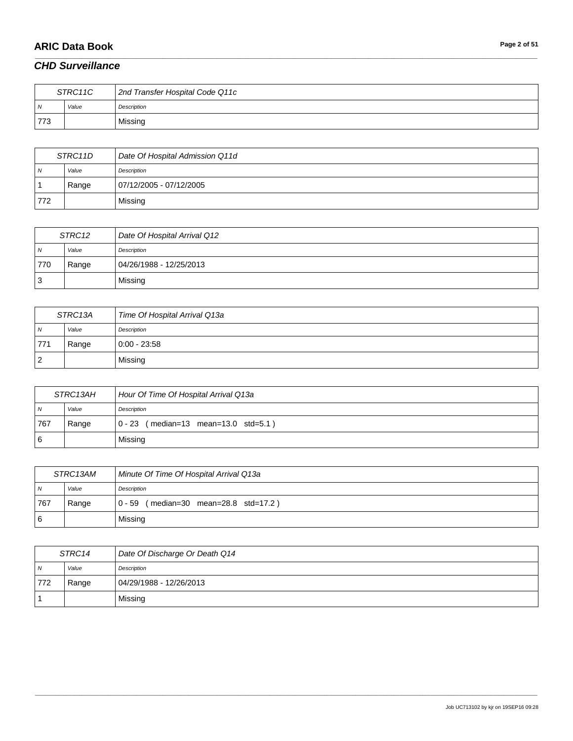## CHD Surveillance

| STRC11C | | 2nd Transfer Hospital Code Q11c |
|---|---|---|
| N | Value | Description |
| 773 | | Missing |

| STRC11D | | Date Of Hospital Admission Q11d |
|---|---|---|
| N | Value | Description |
| 1 | Range | 07/12/2005 - 07/12/2005 |
| 772 | | Missing |

| STRC12 | | Date Of Hospital Arrival Q12 |
|---|---|---|
| N | Value | Description |
| 770 | Range | 04/26/1988 - 12/25/2013 |
| 3 | | Missing |

| STRC13A | | Time Of Hospital Arrival Q13a |
|---|---|---|
| N | Value | Description |
| 771 | Range | 0:00 - 23:58 |
| 2 | | Missing |

| STRC13AH | | Hour Of Time Of Hospital Arrival Q13a |
|---|---|---|
| N | Value | Description |
| 767 | Range | 0 - 23 ( median=13 mean=13.0 std=5.1 ) |
| 6 | | Missing |

| STRC13AM | | Minute Of Time Of Hospital Arrival Q13a |
|---|---|---|
| N | Value | Description |
| 767 | Range | 0 - 59 ( median=30 mean=28.8 std=17.2 ) |
| 6 | | Missing |

| STRC14 | | Date Of Discharge Or Death Q14 |
|---|---|---|
| N | Value | Description |
| 772 | Range | 04/29/1988 - 12/26/2013 |
| 1 | | Missing |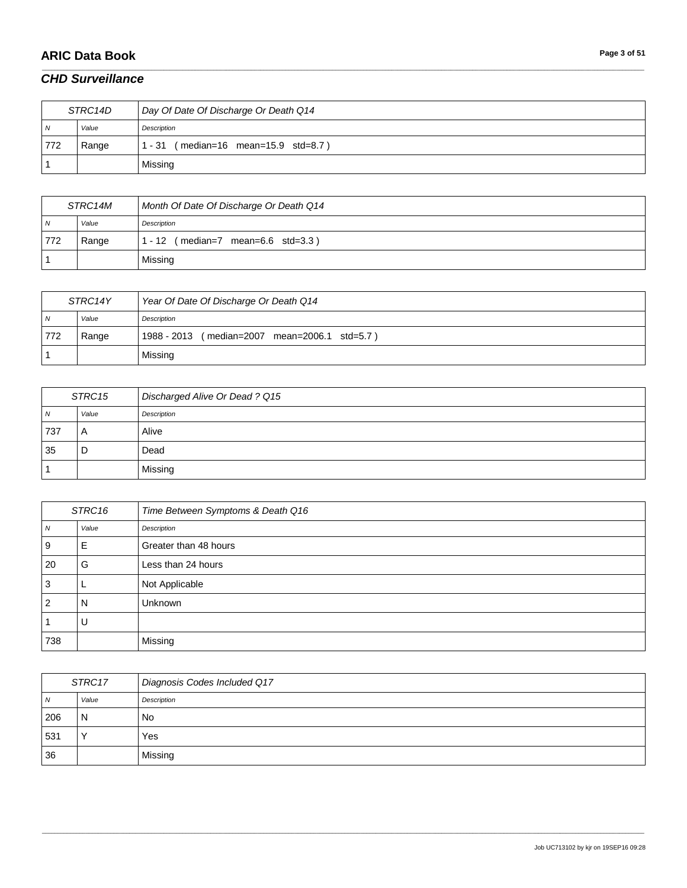## CHD Surveillance

| STRC14D | | Day Of Date Of Discharge Or Death Q14 |
|---|---|---|
| N | Value | Description |
| 772 | Range | 1 - 31 ( median=16 mean=15.9 std=8.7 ) |
| 1 | | Missing |

| STRC14M | | Month Of Date Of Discharge Or Death Q14 |
|---|---|---|
| N | Value | Description |
| 772 | Range | 1 - 12 ( median=7 mean=6.6 std=3.3 ) |
| 1 | | Missing |

| STRC14Y | | Year Of Date Of Discharge Or Death Q14 |
|---|---|---|
| N | Value | Description |
| 772 | Range | 1988 - 2013 ( median=2007 mean=2006.1 std=5.7 ) |
| 1 | | Missing |

| STRC15 | | Discharged Alive Or Dead ? Q15 |
|---|---|---|
| N | Value | Description |
| 737 | A | Alive |
| 35 | D | Dead |
| 1 | | Missing |

| STRC16 | | Time Between Symptoms & Death Q16 |
|---|---|---|
| N | Value | Description |
| 9 | E | Greater than 48 hours |
| 20 | G | Less than 24 hours |
| 3 | L | Not Applicable |
| 2 | N | Unknown |
| 1 | U | |
| 738 | | Missing |

| STRC17 | | Diagnosis Codes Included Q17 |
|---|---|---|
| N | Value | Description |
| 206 | N | No |
| 531 | Y | Yes |
| 36 | | Missing |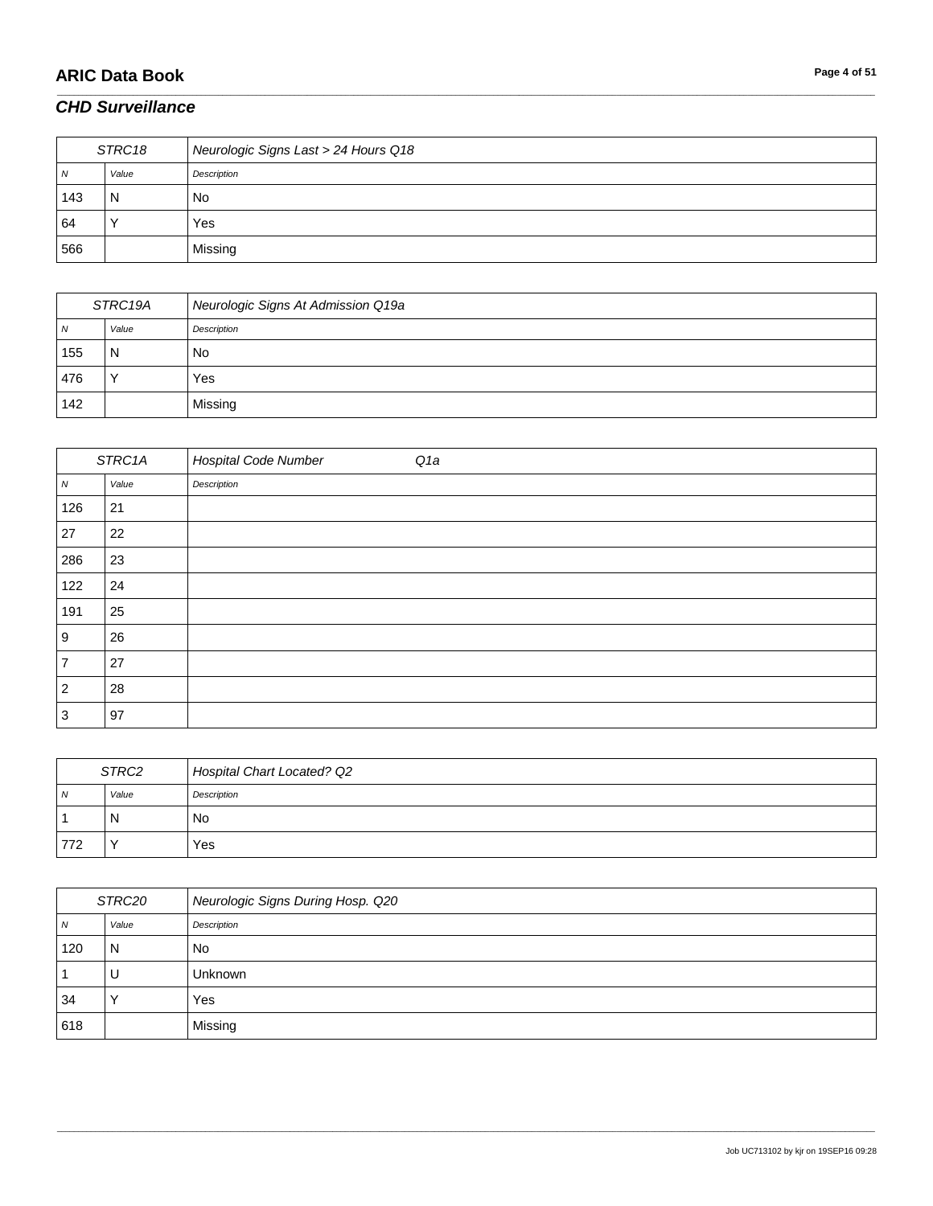## CHD Surveillance

| STRC18 | | Neurologic Signs Last > 24 Hours Q18 |
|---|---|---|
| N | Value | Description |
| 143 | N | No |
| 64 | Y | Yes |
| 566 | | Missing |

| STRC19A | | Neurologic Signs At Admission Q19a |
|---|---|---|
| N | Value | Description |
| 155 | N | No |
| 476 | Y | Yes |
| 142 | | Missing |

| STRC1A | | Hospital Code Number Q1a |
|---|---|---|
| N | Value | Description |
| 126 | 21 | |
| 27 | 22 | |
| 286 | 23 | |
| 122 | 24 | |
| 191 | 25 | |
| 9 | 26 | |
| 7 | 27 | |
| 2 | 28 | |
| 3 | 97 | |

| STRC2 | | Hospital Chart Located? Q2 |
|---|---|---|
| N | Value | Description |
| 1 | N | No |
| 772 | Y | Yes |

| STRC20 | | Neurologic Signs During Hosp. Q20 |
|---|---|---|
| N | Value | Description |
| 120 | N | No |
| 1 | U | Unknown |
| 34 | Y | Yes |
| 618 | | Missing |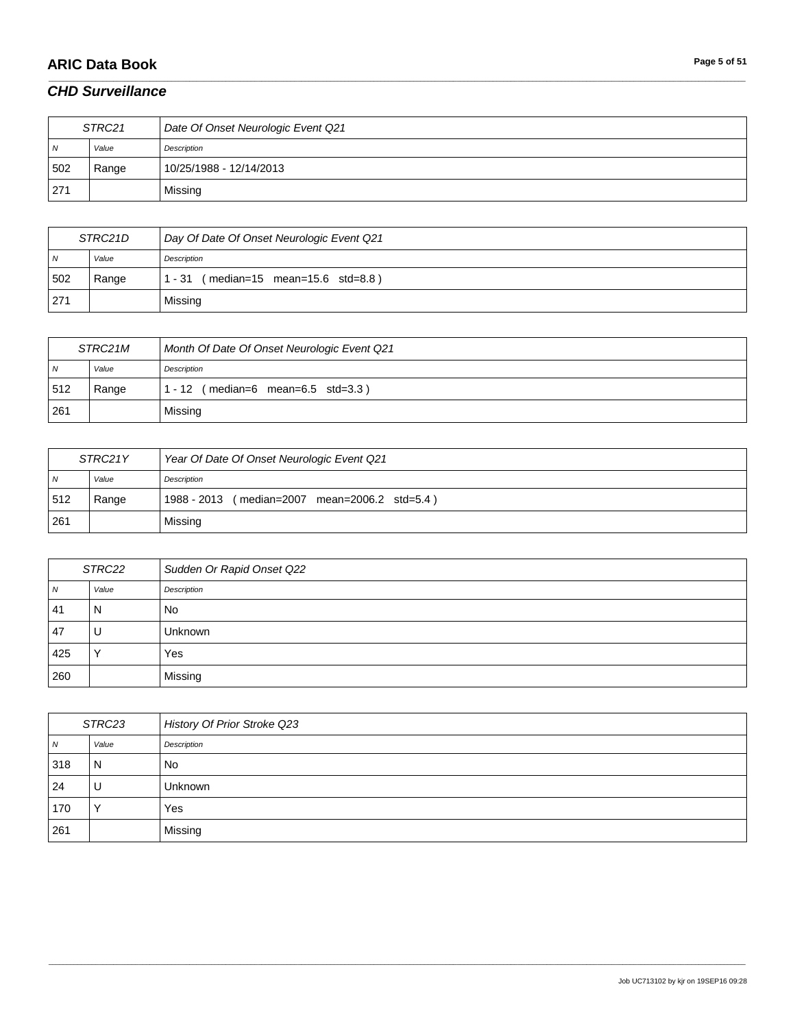## CHD Surveillance

| STRC21 | | Date Of Onset Neurologic Event Q21 |
|---|---|---|
| N | Value | Description |
| 502 | Range | 10/25/1988 - 12/14/2013 |
| 271 | | Missing |

| STRC21D | | Day Of Date Of Onset Neurologic Event Q21 |
|---|---|---|
| N | Value | Description |
| 502 | Range | 1 - 31 ( median=15 mean=15.6 std=8.8 ) |
| 271 | | Missing |

| STRC21M | | Month Of Date Of Onset Neurologic Event Q21 |
|---|---|---|
| N | Value | Description |
| 512 | Range | 1 - 12 ( median=6 mean=6.5 std=3.3 ) |
| 261 | | Missing |

| STRC21Y | | Year Of Date Of Onset Neurologic Event Q21 |
|---|---|---|
| N | Value | Description |
| 512 | Range | 1988 - 2013 ( median=2007 mean=2006.2 std=5.4 ) |
| 261 | | Missing |

| STRC22 | | Sudden Or Rapid Onset Q22 |
|---|---|---|
| N | Value | Description |
| 41 | N | No |
| 47 | U | Unknown |
| 425 | Y | Yes |
| 260 | | Missing |

| STRC23 | | History Of Prior Stroke Q23 |
|---|---|---|
| N | Value | Description |
| 318 | N | No |
| 24 | U | Unknown |
| 170 | Y | Yes |
| 261 | | Missing |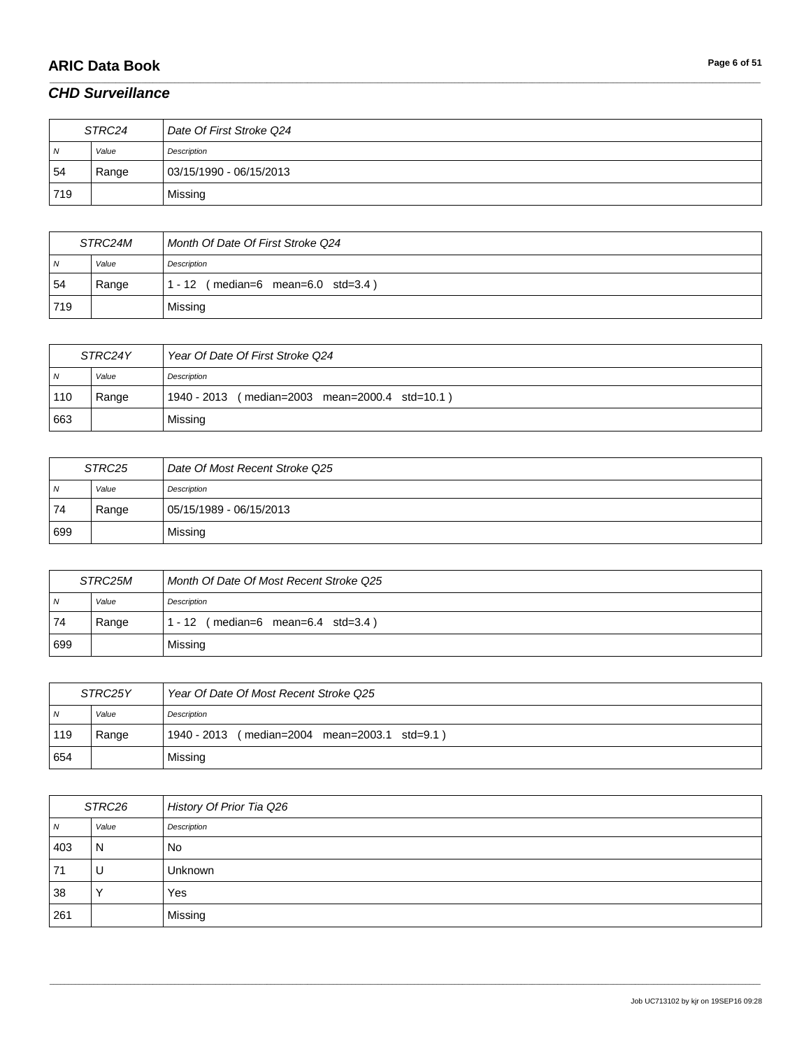## CHD Surveillance

| STRC24 | | Date Of First Stroke Q24 |
|---|---|---|
| N | Value | Description |
| 54 | Range | 03/15/1990 - 06/15/2013 |
| 719 | | Missing |

| STRC24M | | Month Of Date Of First Stroke Q24 |
|---|---|---|
| N | Value | Description |
| 54 | Range | 1 - 12 ( median=6 mean=6.0 std=3.4 ) |
| 719 | | Missing |

| STRC24Y | | Year Of Date Of First Stroke Q24 |
|---|---|---|
| N | Value | Description |
| 110 | Range | 1940 - 2013 ( median=2003 mean=2000.4 std=10.1 ) |
| 663 | | Missing |

| STRC25 | | Date Of Most Recent Stroke Q25 |
|---|---|---|
| N | Value | Description |
| 74 | Range | 05/15/1989 - 06/15/2013 |
| 699 | | Missing |

| STRC25M | | Month Of Date Of Most Recent Stroke Q25 |
|---|---|---|
| N | Value | Description |
| 74 | Range | 1 - 12 ( median=6 mean=6.4 std=3.4 ) |
| 699 | | Missing |

| STRC25Y | | Year Of Date Of Most Recent Stroke Q25 |
|---|---|---|
| N | Value | Description |
| 119 | Range | 1940 - 2013 ( median=2004 mean=2003.1 std=9.1 ) |
| 654 | | Missing |

| STRC26 | | History Of Prior Tia Q26 |
|---|---|---|
| N | Value | Description |
| 403 | N | No |
| 71 | U | Unknown |
| 38 | Y | Yes |
| 261 | | Missing |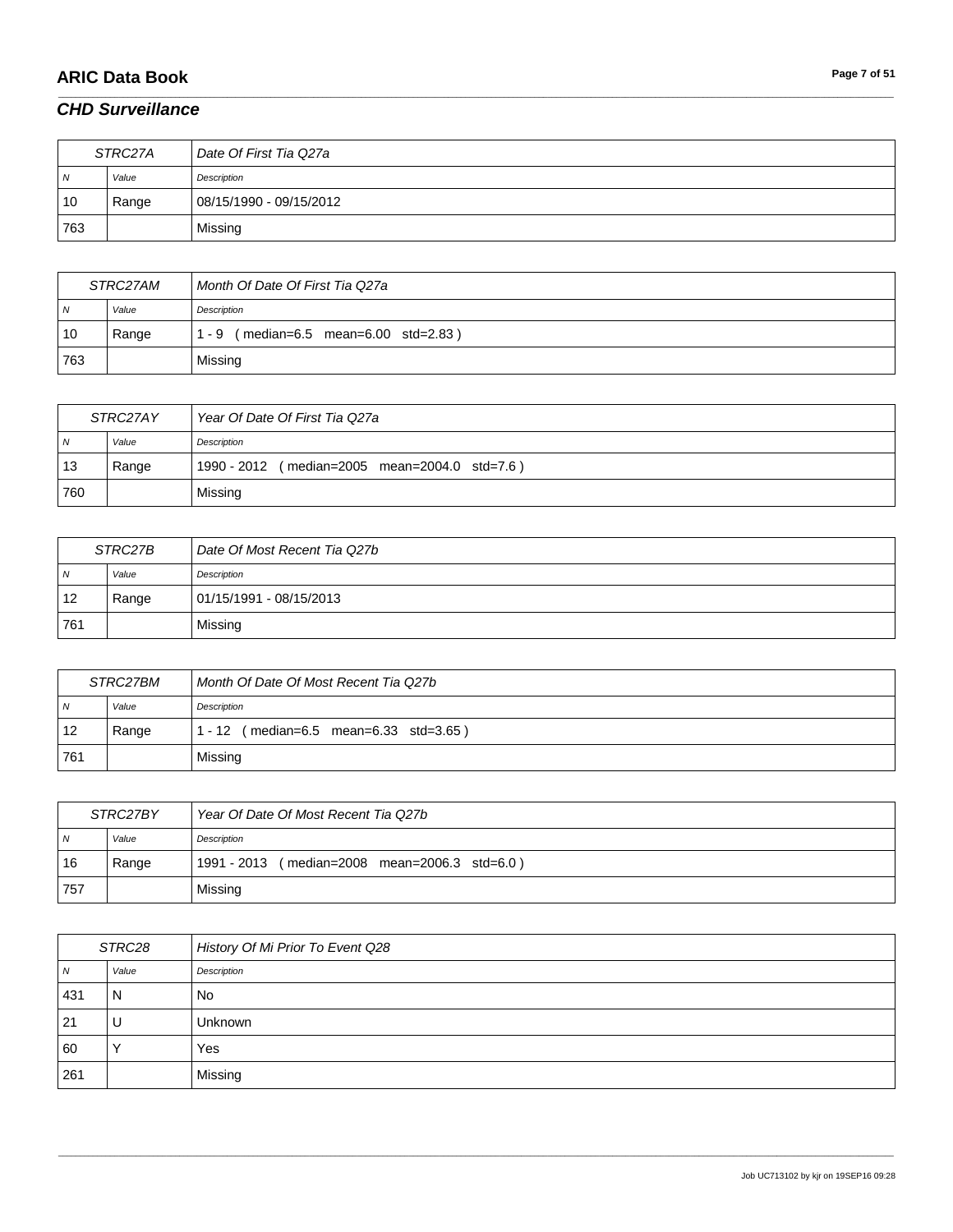## CHD Surveillance

| STRC27A | | Date Of First Tia Q27a |
|---|---|---|
| N | Value | Description |
| 10 | Range | 08/15/1990 - 09/15/2012 |
| 763 | | Missing |

| STRC27AM | | Month Of Date Of First Tia Q27a |
|---|---|---|
| N | Value | Description |
| 10 | Range | 1 - 9 ( median=6.5 mean=6.00 std=2.83 ) |
| 763 | | Missing |

| STRC27AY | | Year Of Date Of First Tia Q27a |
|---|---|---|
| N | Value | Description |
| 13 | Range | 1990 - 2012 ( median=2005 mean=2004.0 std=7.6 ) |
| 760 | | Missing |

| STRC27B | | Date Of Most Recent Tia Q27b |
|---|---|---|
| N | Value | Description |
| 12 | Range | 01/15/1991 - 08/15/2013 |
| 761 | | Missing |

| STRC27BM | | Month Of Date Of Most Recent Tia Q27b |
|---|---|---|
| N | Value | Description |
| 12 | Range | 1 - 12 ( median=6.5 mean=6.33 std=3.65 ) |
| 761 | | Missing |

| STRC27BY | | Year Of Date Of Most Recent Tia Q27b |
|---|---|---|
| N | Value | Description |
| 16 | Range | 1991 - 2013 ( median=2008 mean=2006.3 std=6.0 ) |
| 757 | | Missing |

| STRC28 | | History Of Mi Prior To Event Q28 |
|---|---|---|
| N | Value | Description |
| 431 | N | No |
| 21 | U | Unknown |
| 60 | Y | Yes |
| 261 | | Missing |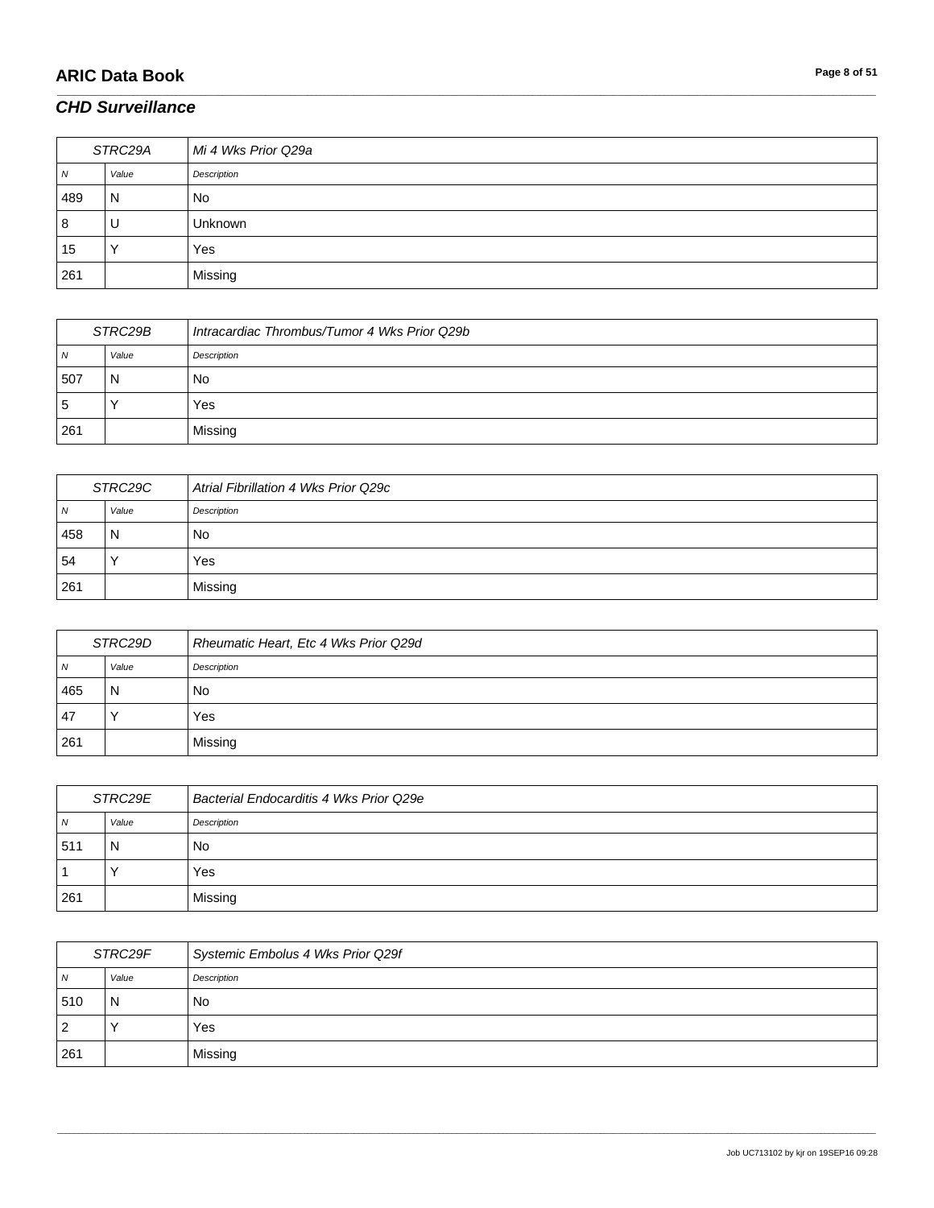## *CHD Surveillance*

| STRC29A | | Mi 4 Wks Prior Q29a |
|---|---|---|
| *N* | *Value* | *Description* |
| 489 | N | No |
| 8 | U | Unknown |
| 15 | Y | Yes |
| 261 | | Missing |

| STRC29B | | Intracardiac Thrombus/Tumor 4 Wks Prior Q29b |
|---|---|---|
| *N* | *Value* | *Description* |
| 507 | N | No |
| 5 | Y | Yes |
| 261 | | Missing |

| STRC29C | | Atrial Fibrillation 4 Wks Prior Q29c |
|---|---|---|
| *N* | *Value* | *Description* |
| 458 | N | No |
| 54 | Y | Yes |
| 261 | | Missing |

| STRC29D | | Rheumatic Heart, Etc 4 Wks Prior Q29d |
|---|---|---|
| *N* | *Value* | *Description* |
| 465 | N | No |
| 47 | Y | Yes |
| 261 | | Missing |

| STRC29E | | Bacterial Endocarditis 4 Wks Prior Q29e |
|---|---|---|
| *N* | *Value* | *Description* |
| 511 | N | No |
| 1 | Y | Yes |
| 261 | | Missing |

| STRC29F | | Systemic Embolus 4 Wks Prior Q29f |
|---|---|---|
| *N* | *Value* | *Description* |
| 510 | N | No |
| 2 | Y | Yes |
| 261 | | Missing |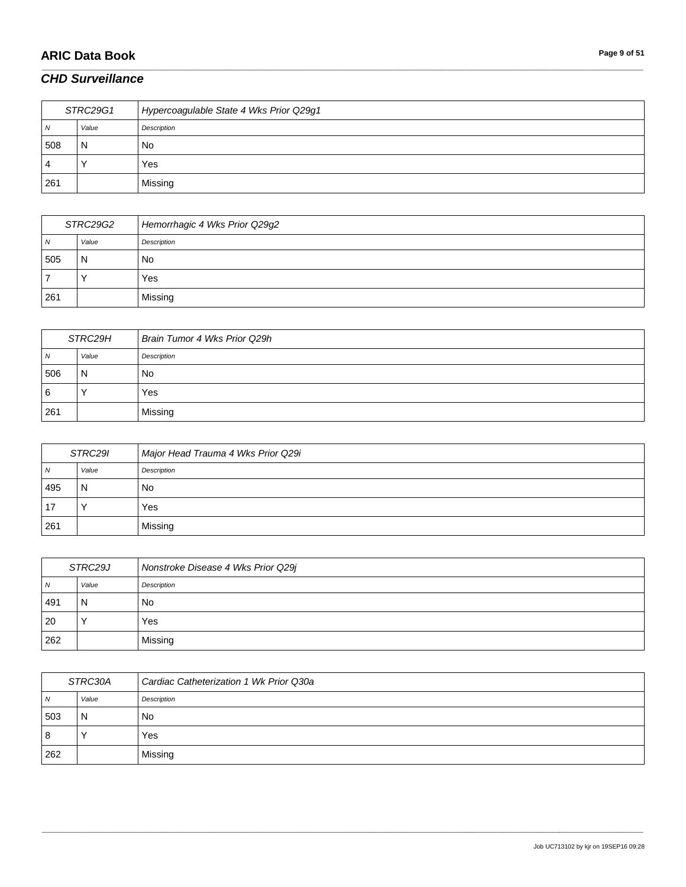## *CHD Surveillance*

| STRC29G1 | | Hypercoagulable State 4 Wks Prior Q29g1 |
|---|---|---|
| N | Value | Description |
| 508 | N | No |
| 4 | Y | Yes |
| 261 | | Missing |

| STRC29G2 | | Hemorrhagic 4 Wks Prior Q29g2 |
|---|---|---|
| N | Value | Description |
| 505 | N | No |
| 7 | Y | Yes |
| 261 | | Missing |

| STRC29H | | Brain Tumor 4 Wks Prior Q29h |
|---|---|---|
| N | Value | Description |
| 506 | N | No |
| 6 | Y | Yes |
| 261 | | Missing |

| STRC29I | | Major Head Trauma 4 Wks Prior Q29i |
|---|---|---|
| N | Value | Description |
| 495 | N | No |
| 17 | Y | Yes |
| 261 | | Missing |

| STRC29J | | Nonstroke Disease 4 Wks Prior Q29j |
|---|---|---|
| N | Value | Description |
| 491 | N | No |
| 20 | Y | Yes |
| 262 | | Missing |

| STRC30A | | Cardiac Catheterization 1 Wk Prior Q30a |
|---|---|---|
| N | Value | Description |
| 503 | N | No |
| 8 | Y | Yes |
| 262 | | Missing |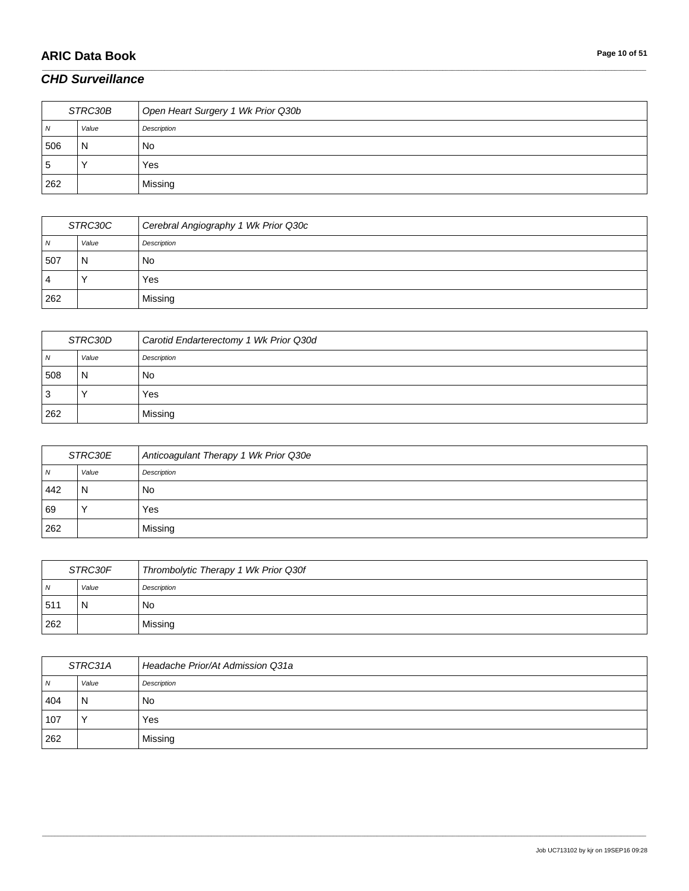## *CHD Surveillance*

| STRC30B | | Open Heart Surgery 1 Wk Prior Q30b |
|---|---|---|
| *N* | *Value* | *Description* |
| 506 | N | No |
| 5 | Y | Yes |
| 262 | | Missing |

| STRC30C | | Cerebral Angiography 1 Wk Prior Q30c |
|---|---|---|
| *N* | *Value* | *Description* |
| 507 | N | No |
| 4 | Y | Yes |
| 262 | | Missing |

| STRC30D | | Carotid Endarterectomy 1 Wk Prior Q30d |
|---|---|---|
| *N* | *Value* | *Description* |
| 508 | N | No |
| 3 | Y | Yes |
| 262 | | Missing |

| STRC30E | | Anticoagulant Therapy 1 Wk Prior Q30e |
|---|---|---|
| *N* | *Value* | *Description* |
| 442 | N | No |
| 69 | Y | Yes |
| 262 | | Missing |

| STRC30F | | Thrombolytic Therapy 1 Wk Prior Q30f |
|---|---|---|
| *N* | *Value* | *Description* |
| 511 | N | No |
| 262 | | Missing |

| STRC31A | | Headache Prior/At Admission Q31a |
|---|---|---|
| *N* | *Value* | *Description* |
| 404 | N | No |
| 107 | Y | Yes |
| 262 | | Missing |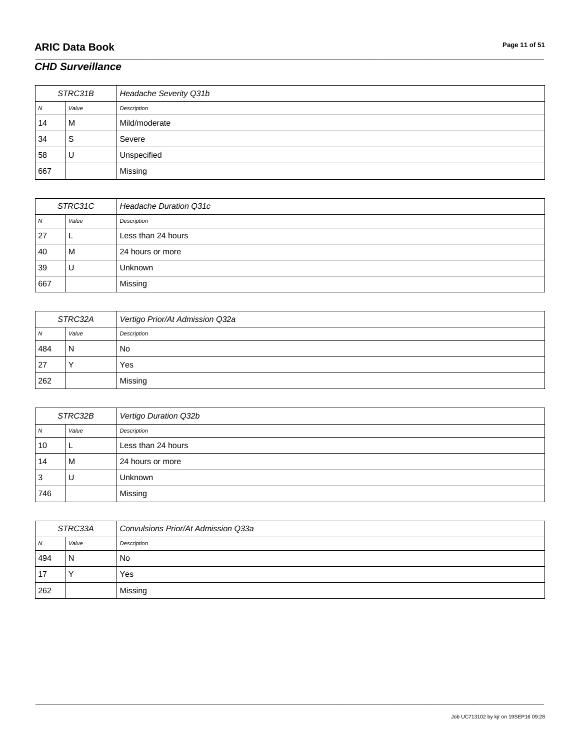## *CHD Surveillance*

| STRC31B | | Headache Severity Q31b |
|---|---|---|
| N | Value | Description |
| 14 | M | Mild/moderate |
| 34 | S | Severe |
| 58 | U | Unspecified |
| 667 | | Missing |

| STRC31C | | Headache Duration Q31c |
|---|---|---|
| N | Value | Description |
| 27 | L | Less than 24 hours |
| 40 | M | 24 hours or more |
| 39 | U | Unknown |
| 667 | | Missing |

| STRC32A | | Vertigo Prior/At Admission Q32a |
|---|---|---|
| N | Value | Description |
| 484 | N | No |
| 27 | Y | Yes |
| 262 | | Missing |

| STRC32B | | Vertigo Duration Q32b |
|---|---|---|
| N | Value | Description |
| 10 | L | Less than 24 hours |
| 14 | M | 24 hours or more |
| 3 | U | Unknown |
| 746 | | Missing |

| STRC33A | | Convulsions Prior/At Admission Q33a |
|---|---|---|
| N | Value | Description |
| 494 | N | No |
| 17 | Y | Yes |
| 262 | | Missing |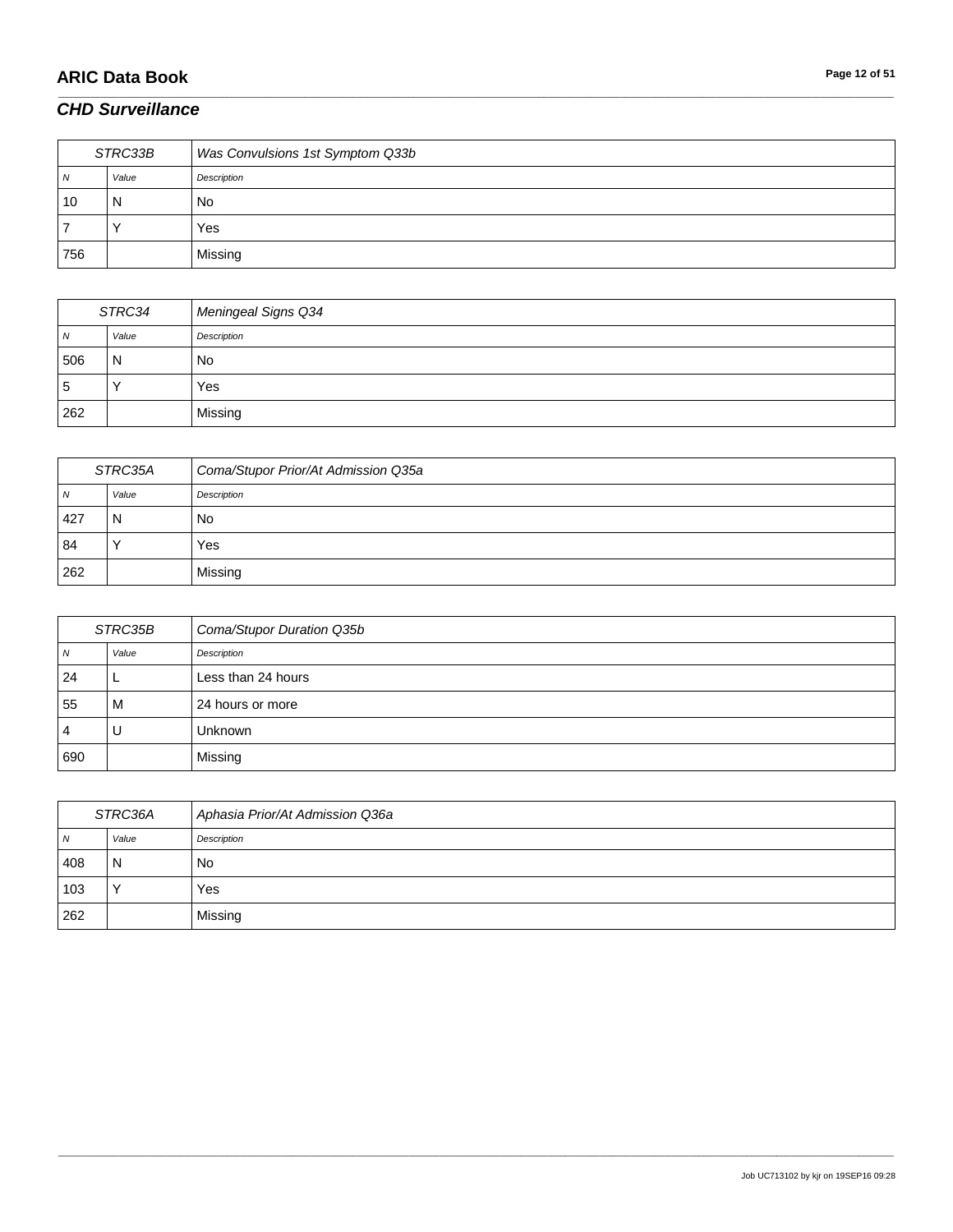## *CHD Surveillance*

| STRC33B | | Was Convulsions 1st Symptom Q33b |
|---|---|---|
| N | Value | Description |
| 10 | N | No |
| 7 | Y | Yes |
| 756 | | Missing |

| STRC34 | | Meningeal Signs Q34 |
|---|---|---|
| N | Value | Description |
| 506 | N | No |
| 5 | Y | Yes |
| 262 | | Missing |

| STRC35A | | Coma/Stupor Prior/At Admission Q35a |
|---|---|---|
| N | Value | Description |
| 427 | N | No |
| 84 | Y | Yes |
| 262 | | Missing |

| STRC35B | | Coma/Stupor Duration Q35b |
|---|---|---|
| N | Value | Description |
| 24 | L | Less than 24 hours |
| 55 | M | 24 hours or more |
| 4 | U | Unknown |
| 690 | | Missing |

| STRC36A | | Aphasia Prior/At Admission Q36a |
|---|---|---|
| N | Value | Description |
| 408 | N | No |
| 103 | Y | Yes |
| 262 | | Missing |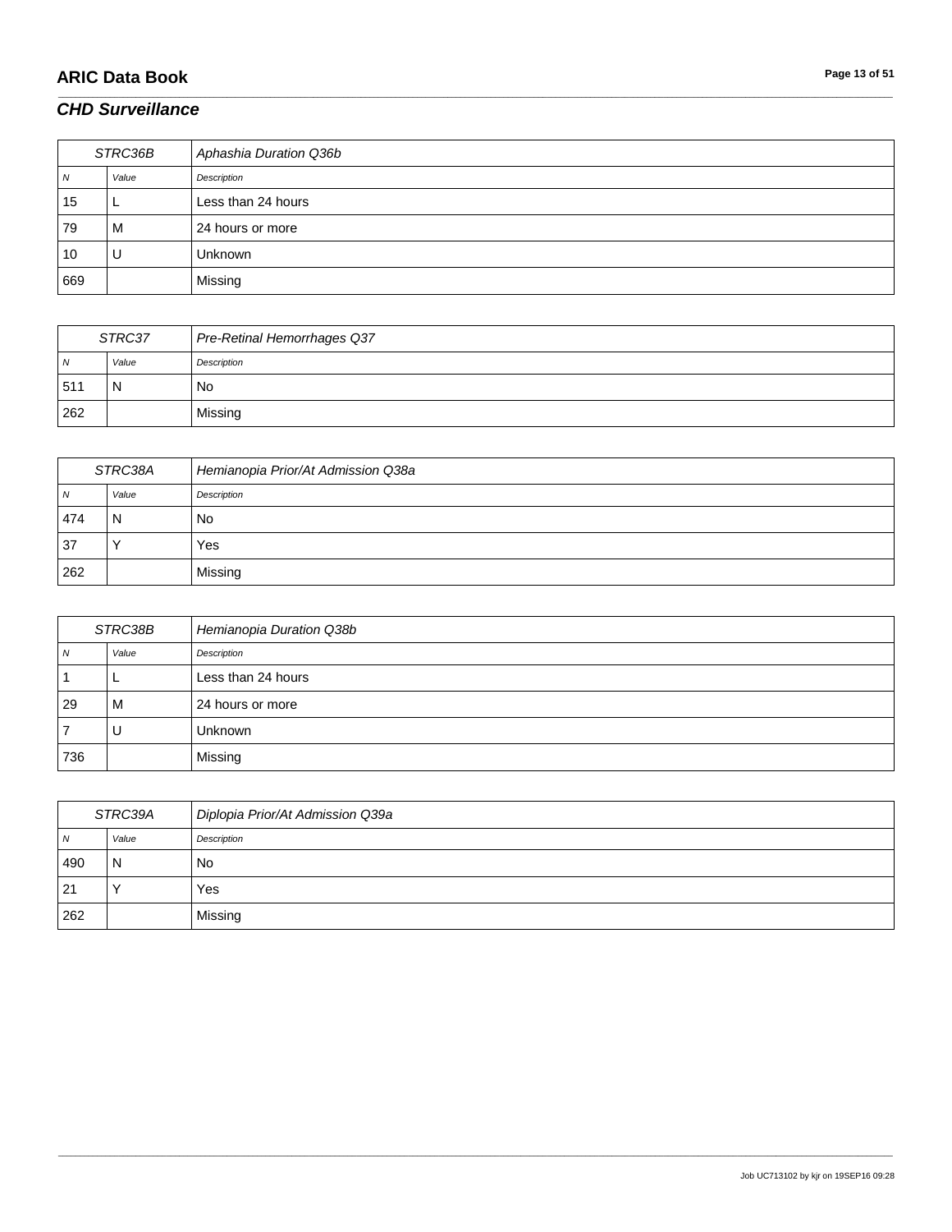## *CHD Surveillance*

| STRC36B | | Aphashia Duration Q36b |
|---|---|---|
| *N* | *Value* | *Description* |
| 15 | L | Less than 24 hours |
| 79 | M | 24 hours or more |
| 10 | U | Unknown |
| 669 | | Missing |

| STRC37 | | Pre-Retinal Hemorrhages Q37 |
|---|---|---|
| *N* | *Value* | *Description* |
| 511 | N | No |
| 262 | | Missing |

| STRC38A | | Hemianopia Prior/At Admission Q38a |
|---|---|---|
| *N* | *Value* | *Description* |
| 474 | N | No |
| 37 | Y | Yes |
| 262 | | Missing |

| STRC38B | | Hemianopia Duration Q38b |
|---|---|---|
| *N* | *Value* | *Description* |
| 1 | L | Less than 24 hours |
| 29 | M | 24 hours or more |
| 7 | U | Unknown |
| 736 | | Missing |

| STRC39A | | Diplopia Prior/At Admission Q39a |
|---|---|---|
| *N* | *Value* | *Description* |
| 490 | N | No |
| 21 | Y | Yes |
| 262 | | Missing |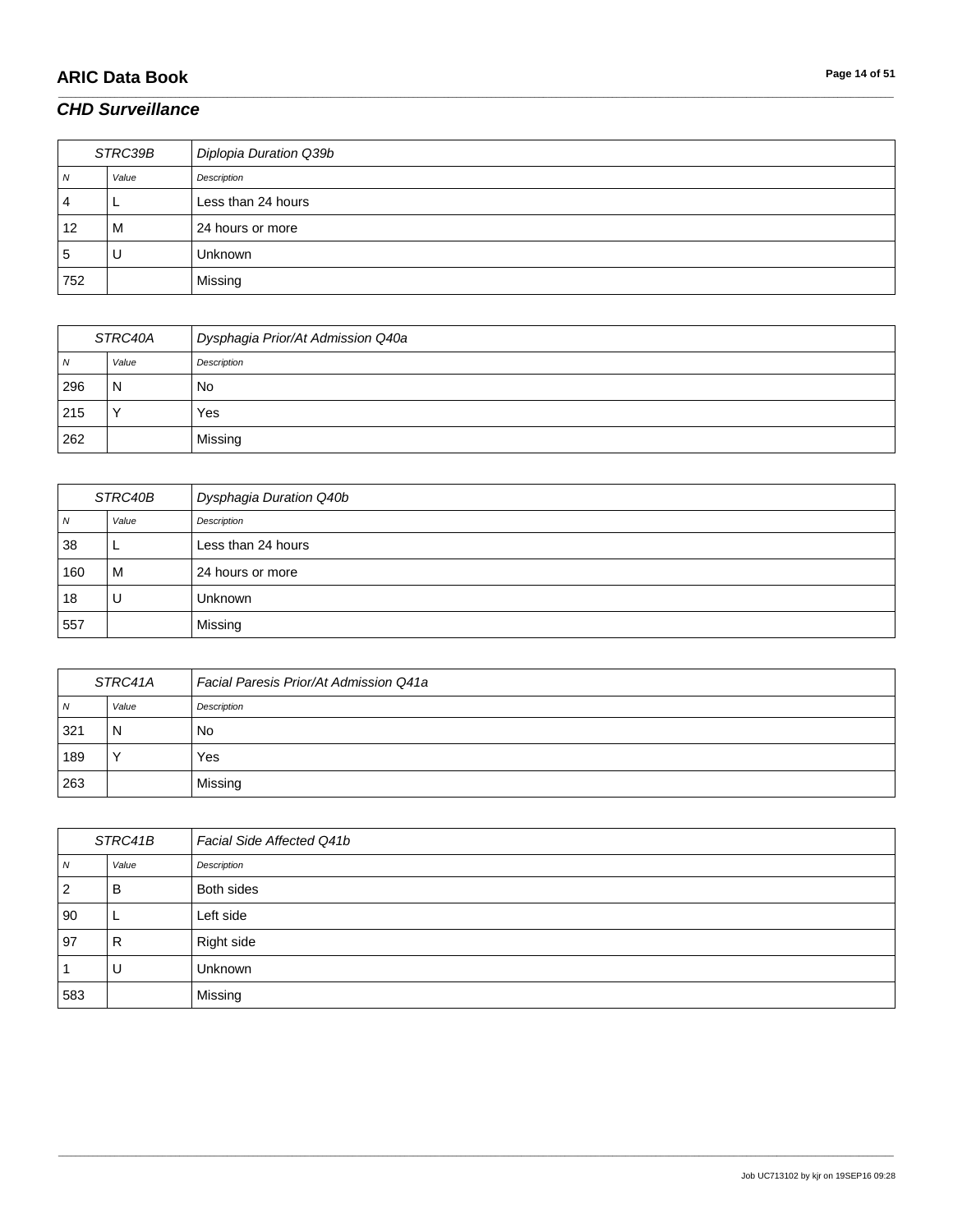## *CHD Surveillance*

| STRC39B | | *Diplopia Duration Q39b* |
|---|---|---|
| *N* | *Value* | *Description* |
| 4 | L | Less than 24 hours |
| 12 | M | 24 hours or more |
| 5 | U | Unknown |
| 752 | | Missing |

| STRC40A | | *Dysphagia Prior/At Admission Q40a* |
|---|---|---|
| *N* | *Value* | *Description* |
| 296 | N | No |
| 215 | Y | Yes |
| 262 | | Missing |

| STRC40B | | *Dysphagia Duration Q40b* |
|---|---|---|
| *N* | *Value* | *Description* |
| 38 | L | Less than 24 hours |
| 160 | M | 24 hours or more |
| 18 | U | Unknown |
| 557 | | Missing |

| STRC41A | | *Facial Paresis Prior/At Admission Q41a* |
|---|---|---|
| *N* | *Value* | *Description* |
| 321 | N | No |
| 189 | Y | Yes |
| 263 | | Missing |

| STRC41B | | *Facial Side Affected Q41b* |
|---|---|---|
| *N* | *Value* | *Description* |
| 2 | B | Both sides |
| 90 | L | Left side |
| 97 | R | Right side |
| 1 | U | Unknown |
| 583 | | Missing |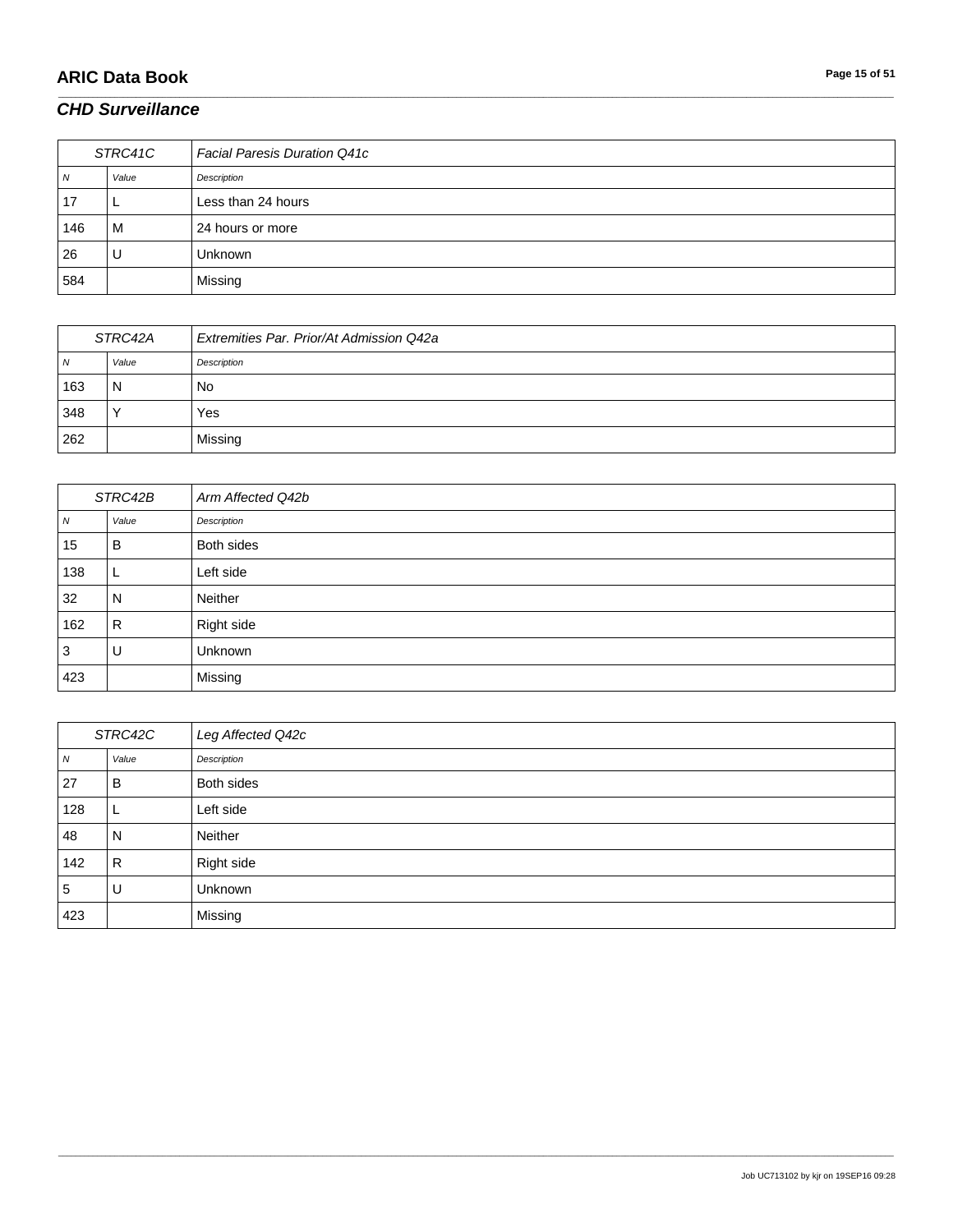## CHD Surveillance

| STRC41C | | Facial Paresis Duration Q41c |
|---|---|---|
| N | Value | Description |
| 17 | L | Less than 24 hours |
| 146 | M | 24 hours or more |
| 26 | U | Unknown |
| 584 | | Missing |

| STRC42A | | Extremities Par. Prior/At Admission Q42a |
|---|---|---|
| N | Value | Description |
| 163 | N | No |
| 348 | Y | Yes |
| 262 | | Missing |

| STRC42B | | Arm Affected Q42b |
|---|---|---|
| N | Value | Description |
| 15 | B | Both sides |
| 138 | L | Left side |
| 32 | N | Neither |
| 162 | R | Right side |
| 3 | U | Unknown |
| 423 | | Missing |

| STRC42C | | Leg Affected Q42c |
|---|---|---|
| N | Value | Description |
| 27 | B | Both sides |
| 128 | L | Left side |
| 48 | N | Neither |
| 142 | R | Right side |
| 5 | U | Unknown |
| 423 | | Missing |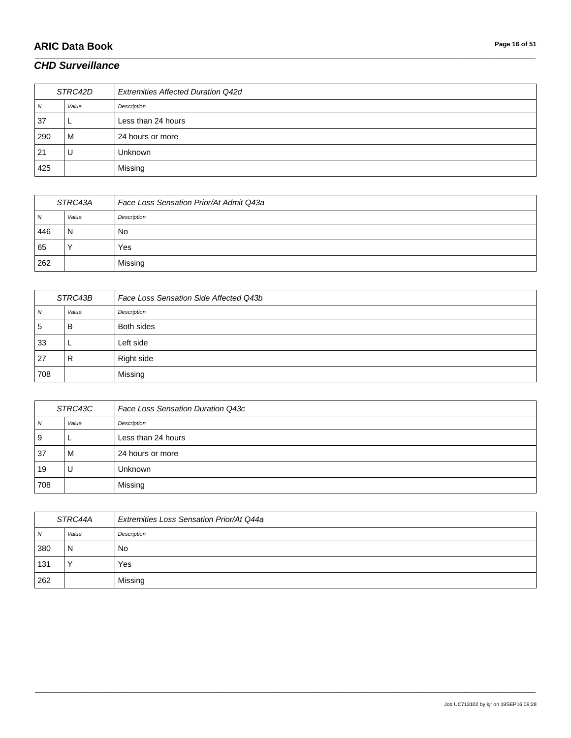## CHD Surveillance

| STRC42D | | Extremities Affected Duration Q42d |
|---|---|---|
| N | Value | Description |
| 37 | L | Less than 24 hours |
| 290 | M | 24 hours or more |
| 21 | U | Unknown |
| 425 | | Missing |

| STRC43A | | Face Loss Sensation Prior/At Admit Q43a |
|---|---|---|
| N | Value | Description |
| 446 | N | No |
| 65 | Y | Yes |
| 262 | | Missing |

| STRC43B | | Face Loss Sensation Side Affected Q43b |
|---|---|---|
| N | Value | Description |
| 5 | B | Both sides |
| 33 | L | Left side |
| 27 | R | Right side |
| 708 | | Missing |

| STRC43C | | Face Loss Sensation Duration Q43c |
|---|---|---|
| N | Value | Description |
| 9 | L | Less than 24 hours |
| 37 | M | 24 hours or more |
| 19 | U | Unknown |
| 708 | | Missing |

| STRC44A | | Extremities Loss Sensation Prior/At Q44a |
|---|---|---|
| N | Value | Description |
| 380 | N | No |
| 131 | Y | Yes |
| 262 | | Missing |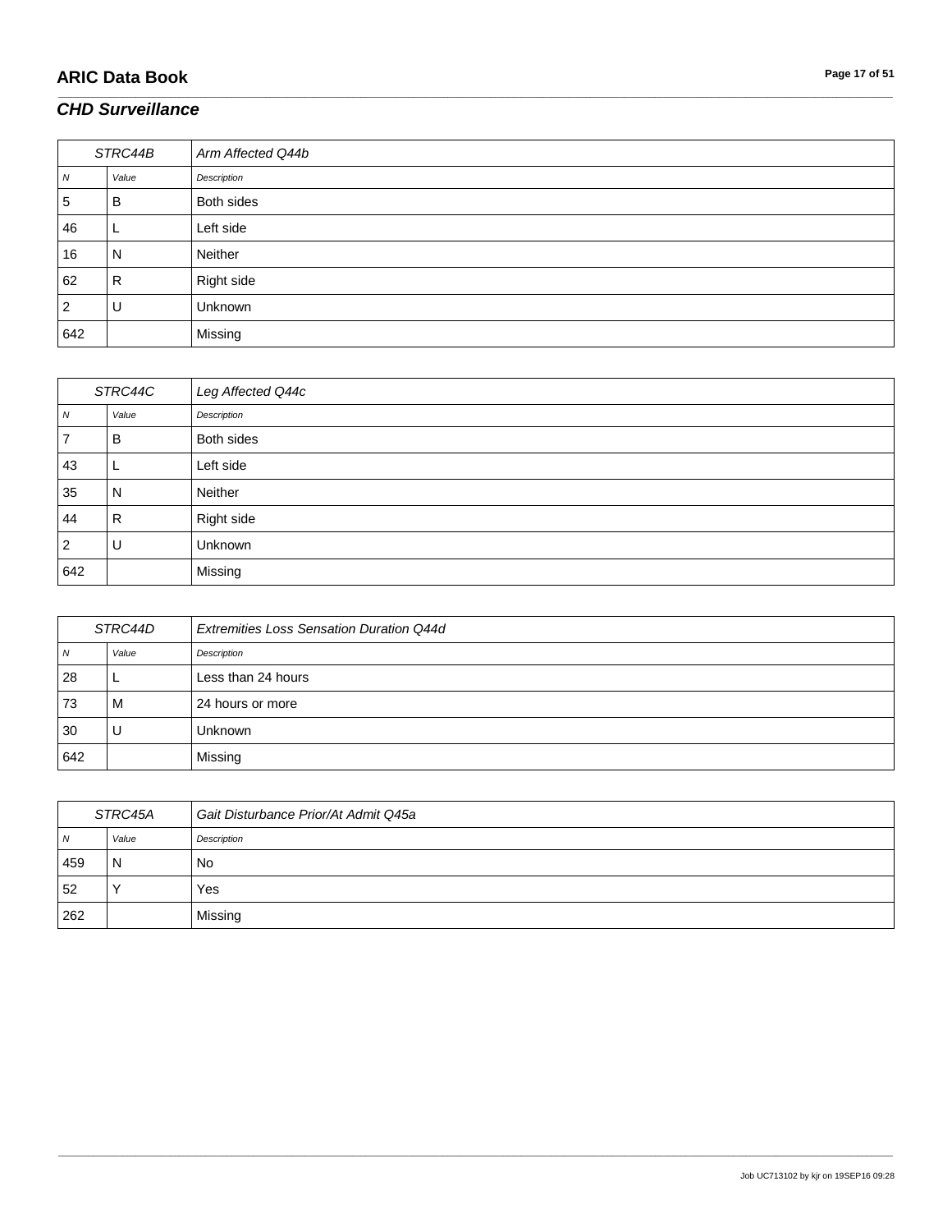## CHD Surveillance

| STRC44B | | Arm Affected Q44b |
|---|---|---|
| *N* | *Value* | *Description* |
| 5 | B | Both sides |
| 46 | L | Left side |
| 16 | N | Neither |
| 62 | R | Right side |
| 2 | U | Unknown |
| 642 | | Missing |

| STRC44C | | Leg Affected Q44c |
|---|---|---|
| *N* | *Value* | *Description* |
| 7 | B | Both sides |
| 43 | L | Left side |
| 35 | N | Neither |
| 44 | R | Right side |
| 2 | U | Unknown |
| 642 | | Missing |

| STRC44D | | Extremities Loss Sensation Duration Q44d |
|---|---|---|
| *N* | *Value* | *Description* |
| 28 | L | Less than 24 hours |
| 73 | M | 24 hours or more |
| 30 | U | Unknown |
| 642 | | Missing |

| STRC45A | | Gait Disturbance Prior/At Admit Q45a |
|---|---|---|
| *N* | *Value* | *Description* |
| 459 | N | No |
| 52 | Y | Yes |
| 262 | | Missing |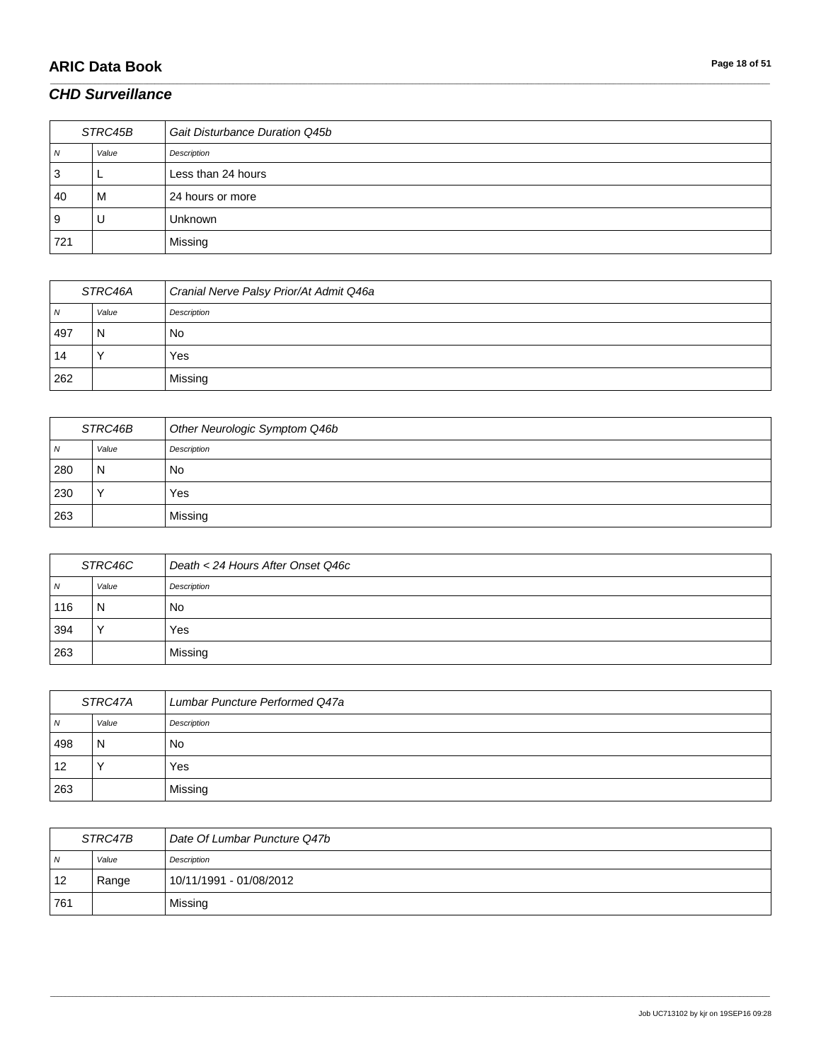## *CHD Surveillance*

| STRC45B | | *Gait Disturbance Duration Q45b* |
|---|---|---|
| *N* | *Value* | *Description* |
| 3 | L | Less than 24 hours |
| 40 | M | 24 hours or more |
| 9 | U | Unknown |
| 721 | | Missing |

| STRC46A | | *Cranial Nerve Palsy Prior/At Admit Q46a* |
|---|---|---|
| *N* | *Value* | *Description* |
| 497 | N | No |
| 14 | Y | Yes |
| 262 | | Missing |

| STRC46B | | *Other Neurologic Symptom Q46b* |
|---|---|---|
| *N* | *Value* | *Description* |
| 280 | N | No |
| 230 | Y | Yes |
| 263 | | Missing |

| STRC46C | | *Death < 24 Hours After Onset Q46c* |
|---|---|---|
| *N* | *Value* | *Description* |
| 116 | N | No |
| 394 | Y | Yes |
| 263 | | Missing |

| STRC47A | | *Lumbar Puncture Performed Q47a* |
|---|---|---|
| *N* | *Value* | *Description* |
| 498 | N | No |
| 12 | Y | Yes |
| 263 | | Missing |

| STRC47B | | *Date Of Lumbar Puncture Q47b* |
|---|---|---|
| *N* | *Value* | *Description* |
| 12 | Range | 10/11/1991 - 01/08/2012 |
| 761 | | Missing |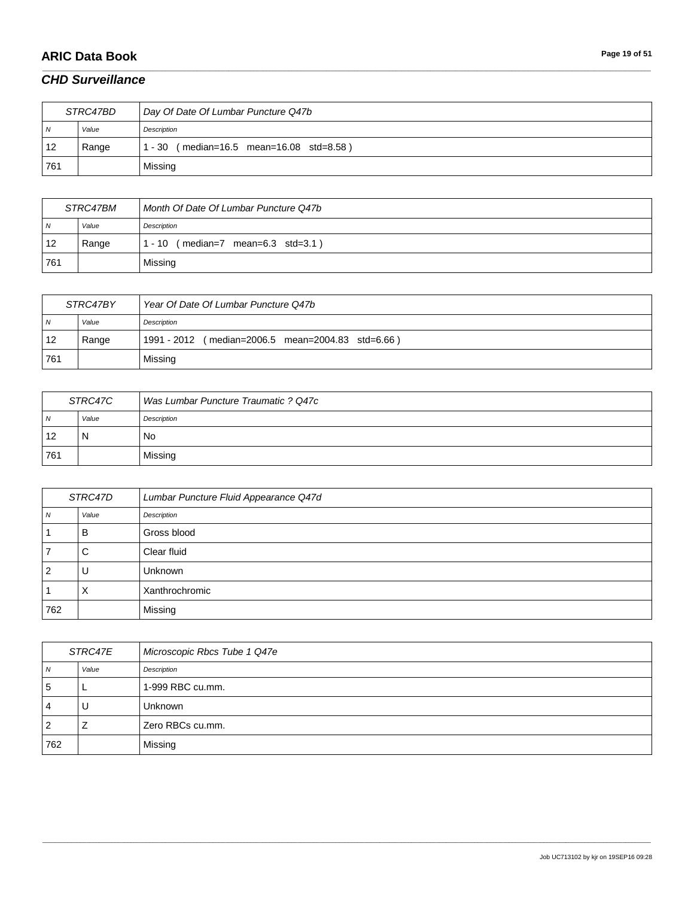## CHD Surveillance

| STRC47BD | | Day Of Date Of Lumbar Puncture Q47b |
|---|---|---|
| *N* | *Value* | *Description* |
| 12 | Range | 1 - 30 ( median=16.5 mean=16.08 std=8.58 ) |
| 761 | | Missing |

| STRC47BM | | Month Of Date Of Lumbar Puncture Q47b |
|---|---|---|
| *N* | *Value* | *Description* |
| 12 | Range | 1 - 10 ( median=7 mean=6.3 std=3.1 ) |
| 761 | | Missing |

| STRC47BY | | Year Of Date Of Lumbar Puncture Q47b |
|---|---|---|
| *N* | *Value* | *Description* |
| 12 | Range | 1991 - 2012 ( median=2006.5 mean=2004.83 std=6.66 ) |
| 761 | | Missing |

| STRC47C | | Was Lumbar Puncture Traumatic ? Q47c |
|---|---|---|
| *N* | *Value* | *Description* |
| 12 | N | No |
| 761 | | Missing |

| STRC47D | | Lumbar Puncture Fluid Appearance Q47d |
|---|---|---|
| *N* | *Value* | *Description* |
| 1 | B | Gross blood |
| 7 | C | Clear fluid |
| 2 | U | Unknown |
| 1 | X | Xanthrochromic |
| 762 | | Missing |

| STRC47E | | Microscopic Rbcs Tube 1 Q47e |
|---|---|---|
| *N* | *Value* | *Description* |
| 5 | L | 1-999 RBC cu.mm. |
| 4 | U | Unknown |
| 2 | Z | Zero RBCs cu.mm. |
| 762 | | Missing |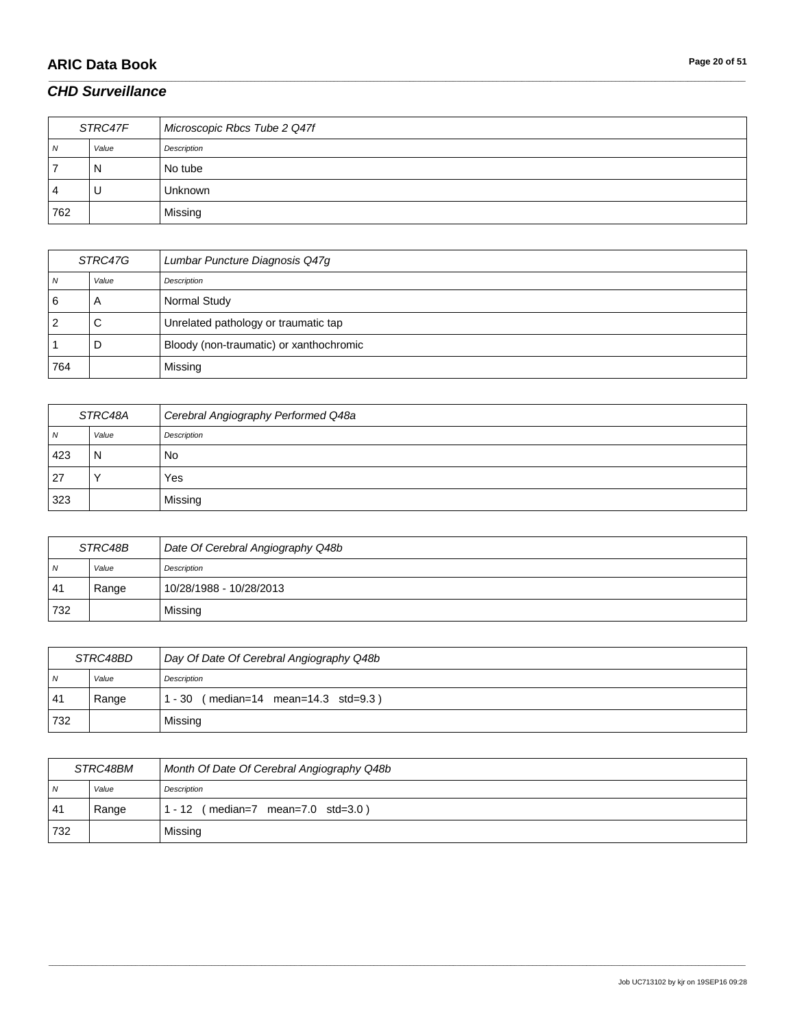## CHD Surveillance

| STRC47F | | Microscopic Rbcs Tube 2 Q47f |
|---|---|---|
| N | Value | Description |
| 7 | N | No tube |
| 4 | U | Unknown |
| 762 | | Missing |

| STRC47G | | Lumbar Puncture Diagnosis Q47g |
|---|---|---|
| N | Value | Description |
| 6 | A | Normal Study |
| 2 | C | Unrelated pathology or traumatic tap |
| 1 | D | Bloody (non-traumatic) or xanthochromic |
| 764 | | Missing |

| STRC48A | | Cerebral Angiography Performed Q48a |
|---|---|---|
| N | Value | Description |
| 423 | N | No |
| 27 | Y | Yes |
| 323 | | Missing |

| STRC48B | | Date Of Cerebral Angiography Q48b |
|---|---|---|
| N | Value | Description |
| 41 | Range | 10/28/1988 - 10/28/2013 |
| 732 | | Missing |

| STRC48BD | | Day Of Date Of Cerebral Angiography Q48b |
|---|---|---|
| N | Value | Description |
| 41 | Range | 1 - 30 ( median=14 mean=14.3 std=9.3 ) |
| 732 | | Missing |

| STRC48BM | | Month Of Date Of Cerebral Angiography Q48b |
|---|---|---|
| N | Value | Description |
| 41 | Range | 1 - 12 ( median=7 mean=7.0 std=3.0 ) |
| 732 | | Missing |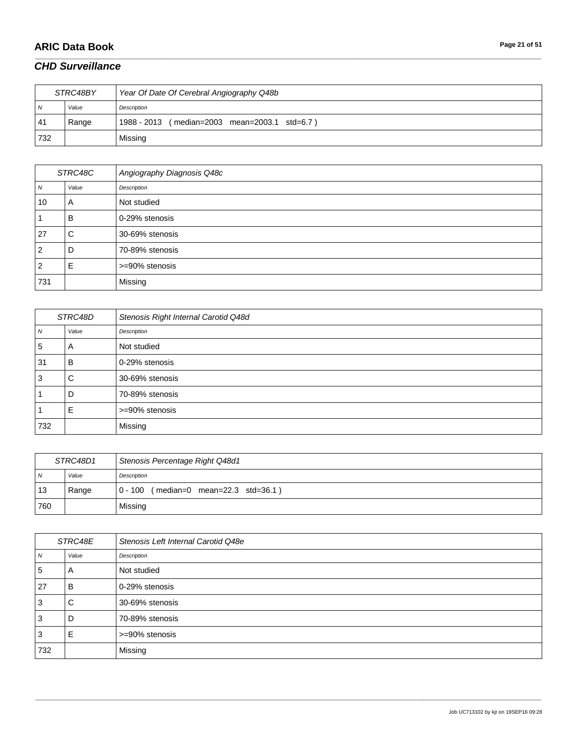## CHD Surveillance

| STRC48BY | | Year Of Date Of Cerebral Angiography Q48b |
|---|---|---|
| *N* | *Value* | *Description* |
| 41 | Range | 1988 - 2013 ( median=2003 mean=2003.1 std=6.7 ) |
| 732 | | Missing |

| STRC48C | | Angiography Diagnosis Q48c |
|---|---|---|
| *N* | *Value* | *Description* |
| 10 | A | Not studied |
| 1 | B | 0-29% stenosis |
| 27 | C | 30-69% stenosis |
| 2 | D | 70-89% stenosis |
| 2 | E | >=90% stenosis |
| 731 | | Missing |

| STRC48D | | Stenosis Right Internal Carotid Q48d |
|---|---|---|
| *N* | *Value* | *Description* |
| 5 | A | Not studied |
| 31 | B | 0-29% stenosis |
| 3 | C | 30-69% stenosis |
| 1 | D | 70-89% stenosis |
| 1 | E | >=90% stenosis |
| 732 | | Missing |

| STRC48D1 | | Stenosis Percentage Right Q48d1 |
|---|---|---|
| *N* | *Value* | *Description* |
| 13 | Range | 0 - 100 ( median=0 mean=22.3 std=36.1 ) |
| 760 | | Missing |

| STRC48E | | Stenosis Left Internal Carotid Q48e |
|---|---|---|
| *N* | *Value* | *Description* |
| 5 | A | Not studied |
| 27 | B | 0-29% stenosis |
| 3 | C | 30-69% stenosis |
| 3 | D | 70-89% stenosis |
| 3 | E | >=90% stenosis |
| 732 | | Missing |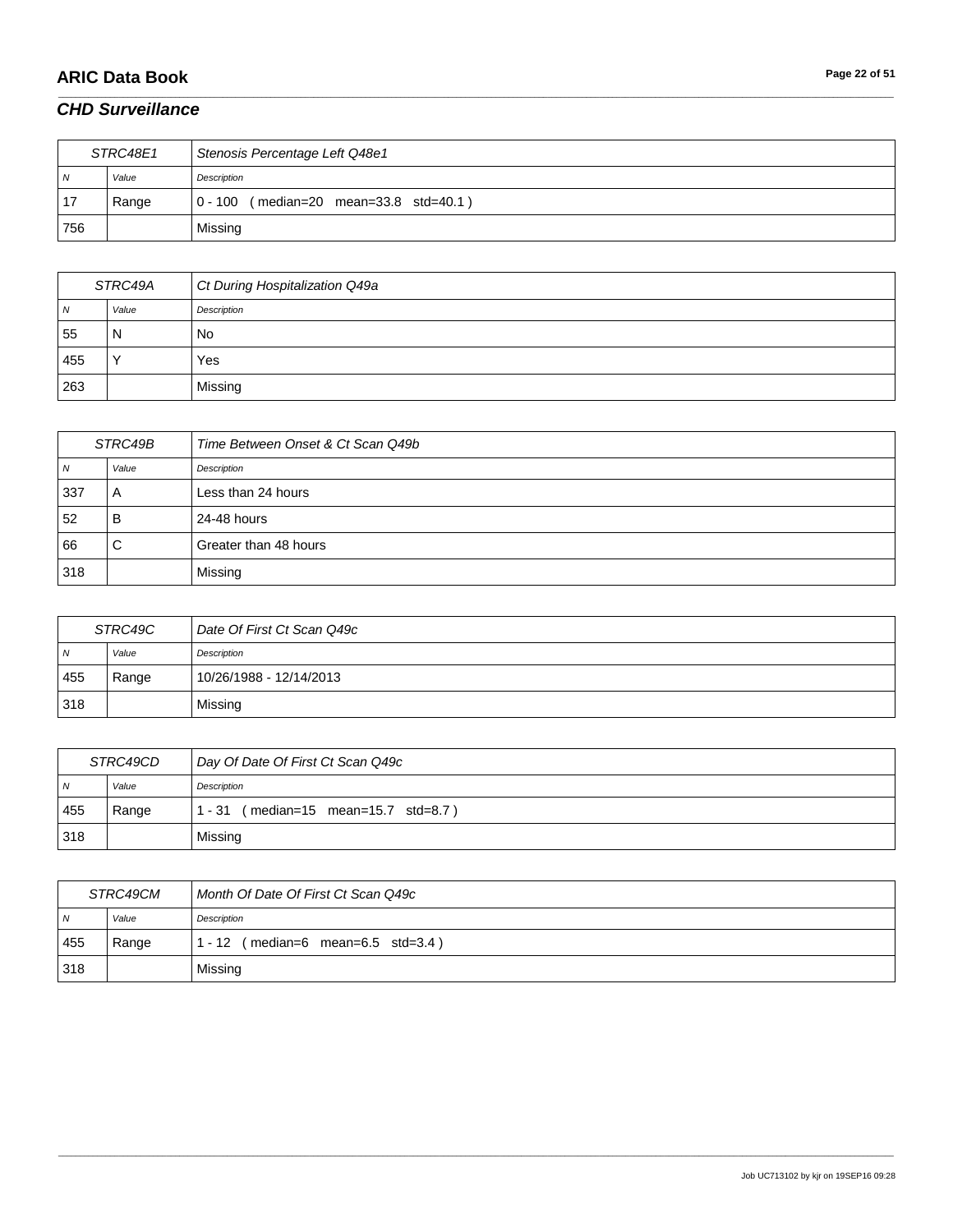## CHD Surveillance

| STRC48E1 | | Stenosis Percentage Left Q48e1 |
|---|---|---|
| N | Value | Description |
| 17 | Range | 0 - 100 ( median=20 mean=33.8 std=40.1 ) |
| 756 | | Missing |

| STRC49A | | Ct During Hospitalization Q49a |
|---|---|---|
| N | Value | Description |
| 55 | N | No |
| 455 | Y | Yes |
| 263 | | Missing |

| STRC49B | | Time Between Onset & Ct Scan Q49b |
|---|---|---|
| N | Value | Description |
| 337 | A | Less than 24 hours |
| 52 | B | 24-48 hours |
| 66 | C | Greater than 48 hours |
| 318 | | Missing |

| STRC49C | | Date Of First Ct Scan Q49c |
|---|---|---|
| N | Value | Description |
| 455 | Range | 10/26/1988 - 12/14/2013 |
| 318 | | Missing |

| STRC49CD | | Day Of Date Of First Ct Scan Q49c |
|---|---|---|
| N | Value | Description |
| 455 | Range | 1 - 31 ( median=15 mean=15.7 std=8.7 ) |
| 318 | | Missing |

| STRC49CM | | Month Of Date Of First Ct Scan Q49c |
|---|---|---|
| N | Value | Description |
| 455 | Range | 1 - 12 ( median=6 mean=6.5 std=3.4 ) |
| 318 | | Missing |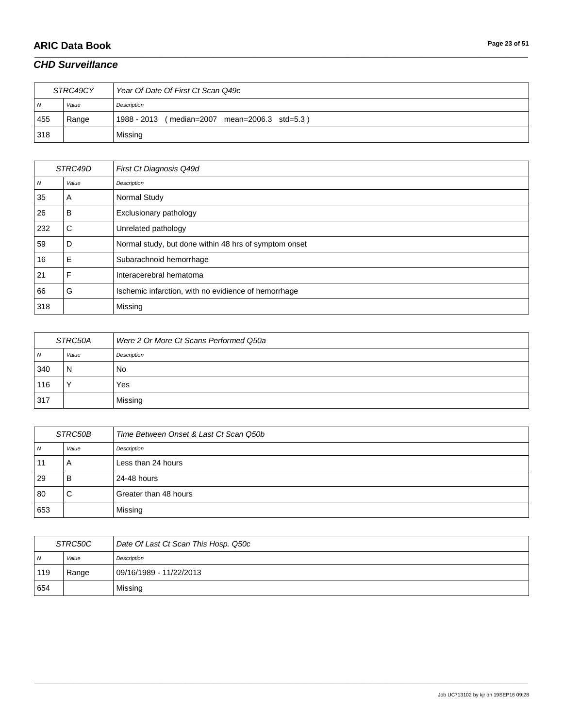## CHD Surveillance

| STRC49CY | | Year Of Date Of First Ct Scan Q49c |
|---|---|---|
| N | Value | Description |
| 455 | Range | 1988 - 2013 ( median=2007 mean=2006.3 std=5.3 ) |
| 318 | | Missing |

| STRC49D | | First Ct Diagnosis Q49d |
|---|---|---|
| N | Value | Description |
| 35 | A | Normal Study |
| 26 | B | Exclusionary pathology |
| 232 | C | Unrelated pathology |
| 59 | D | Normal study, but done within 48 hrs of symptom onset |
| 16 | E | Subarachnoid hemorrhage |
| 21 | F | Interacerebral hematoma |
| 66 | G | Ischemic infarction, with no evidience of hemorrhage |
| 318 | | Missing |

| STRC50A | | Were 2 Or More Ct Scans Performed Q50a |
|---|---|---|
| N | Value | Description |
| 340 | N | No |
| 116 | Y | Yes |
| 317 | | Missing |

| STRC50B | | Time Between Onset & Last Ct Scan Q50b |
|---|---|---|
| N | Value | Description |
| 11 | A | Less than 24 hours |
| 29 | B | 24-48 hours |
| 80 | C | Greater than 48 hours |
| 653 | | Missing |

| STRC50C | | Date Of Last Ct Scan This Hosp. Q50c |
|---|---|---|
| N | Value | Description |
| 119 | Range | 09/16/1989 - 11/22/2013 |
| 654 | | Missing |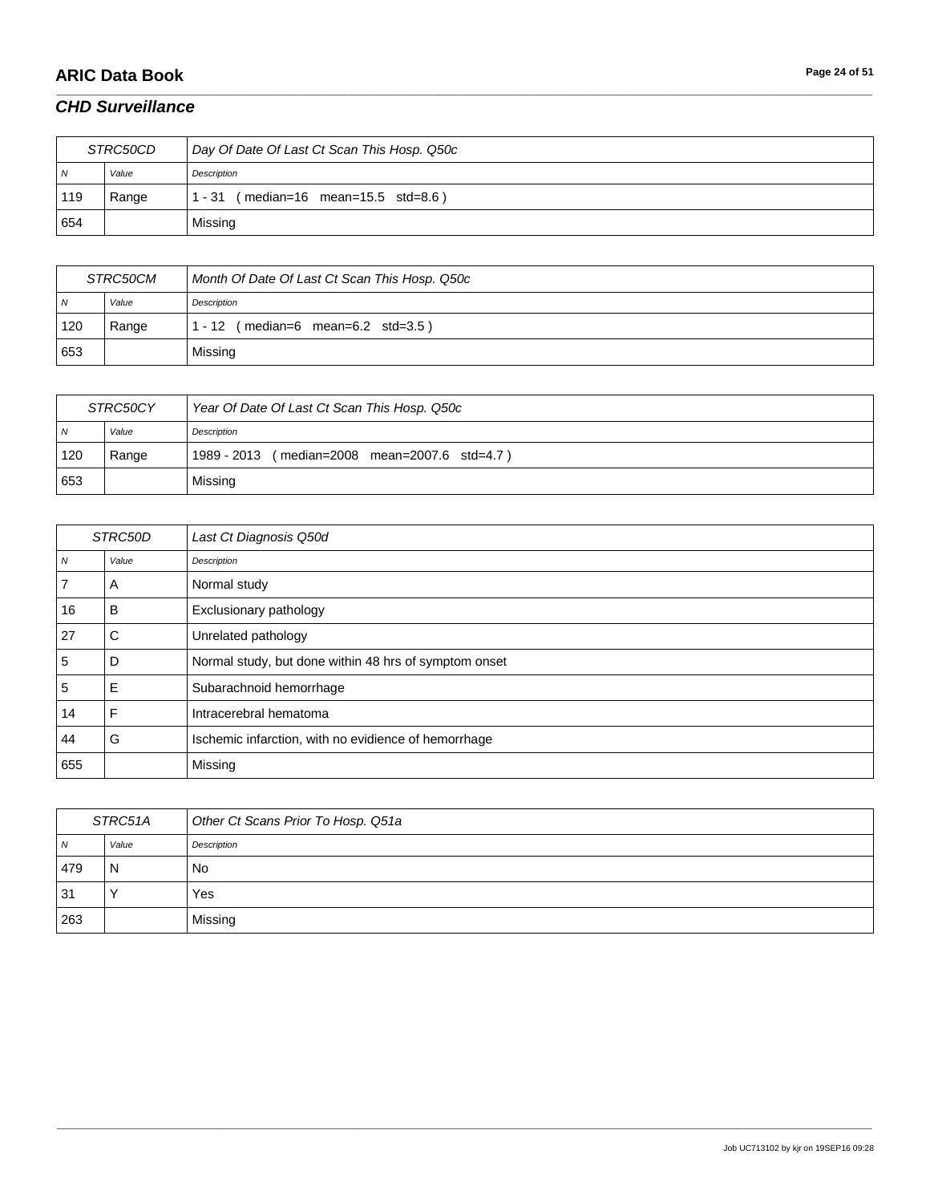## CHD Surveillance

| STRC50CD | | Day Of Date Of Last Ct Scan This Hosp. Q50c |
|---|---|---|
| *N* | *Value* | *Description* |
| 119 | Range | 1 - 31 ( median=16 mean=15.5 std=8.6 ) |
| 654 | | Missing |

| STRC50CM | | Month Of Date Of Last Ct Scan This Hosp. Q50c |
|---|---|---|
| *N* | *Value* | *Description* |
| 120 | Range | 1 - 12 ( median=6 mean=6.2 std=3.5 ) |
| 653 | | Missing |

| STRC50CY | | Year Of Date Of Last Ct Scan This Hosp. Q50c |
|---|---|---|
| *N* | *Value* | *Description* |
| 120 | Range | 1989 - 2013 ( median=2008 mean=2007.6 std=4.7 ) |
| 653 | | Missing |

| STRC50D | | Last Ct Diagnosis Q50d |
|---|---|---|
| *N* | *Value* | *Description* |
| 7 | A | Normal study |
| 16 | B | Exclusionary pathology |
| 27 | C | Unrelated pathology |
| 5 | D | Normal study, but done within 48 hrs of symptom onset |
| 5 | E | Subarachnoid hemorrhage |
| 14 | F | Intracerebral hematoma |
| 44 | G | Ischemic infarction, with no evidience of hemorrhage |
| 655 | | Missing |

| STRC51A | | Other Ct Scans Prior To Hosp. Q51a |
|---|---|---|
| *N* | *Value* | *Description* |
| 479 | N | No |
| 31 | Y | Yes |
| 263 | | Missing |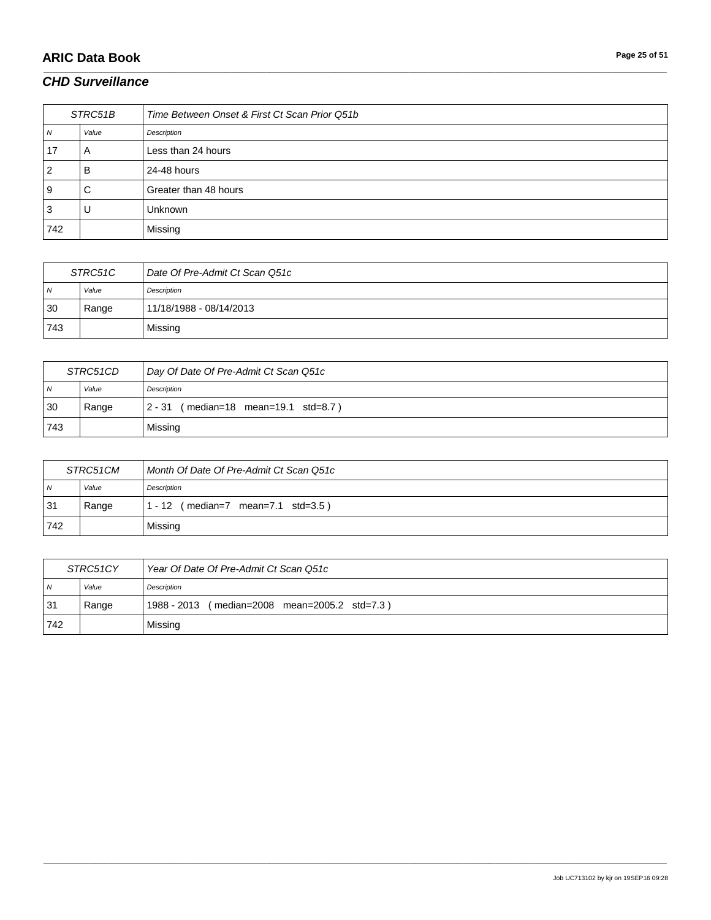## CHD Surveillance

| STRC51B | | Time Between Onset & First Ct Scan Prior Q51b |
|---|---|---|
| *N* | *Value* | *Description* |
| 17 | A | Less than 24 hours |
| 2 | B | 24-48 hours |
| 9 | C | Greater than 48 hours |
| 3 | U | Unknown |
| 742 | | Missing |

| STRC51C | | Date Of Pre-Admit Ct Scan Q51c |
|---|---|---|
| *N* | *Value* | *Description* |
| 30 | Range | 11/18/1988 - 08/14/2013 |
| 743 | | Missing |

| STRC51CD | | Day Of Date Of Pre-Admit Ct Scan Q51c |
|---|---|---|
| *N* | *Value* | *Description* |
| 30 | Range | 2 - 31 ( median=18 mean=19.1 std=8.7 ) |
| 743 | | Missing |

| STRC51CM | | Month Of Date Of Pre-Admit Ct Scan Q51c |
|---|---|---|
| *N* | *Value* | *Description* |
| 31 | Range | 1 - 12 ( median=7 mean=7.1 std=3.5 ) |
| 742 | | Missing |

| STRC51CY | | Year Of Date Of Pre-Admit Ct Scan Q51c |
|---|---|---|
| *N* | *Value* | *Description* |
| 31 | Range | 1988 - 2013 ( median=2008 mean=2005.2 std=7.3 ) |
| 742 | | Missing |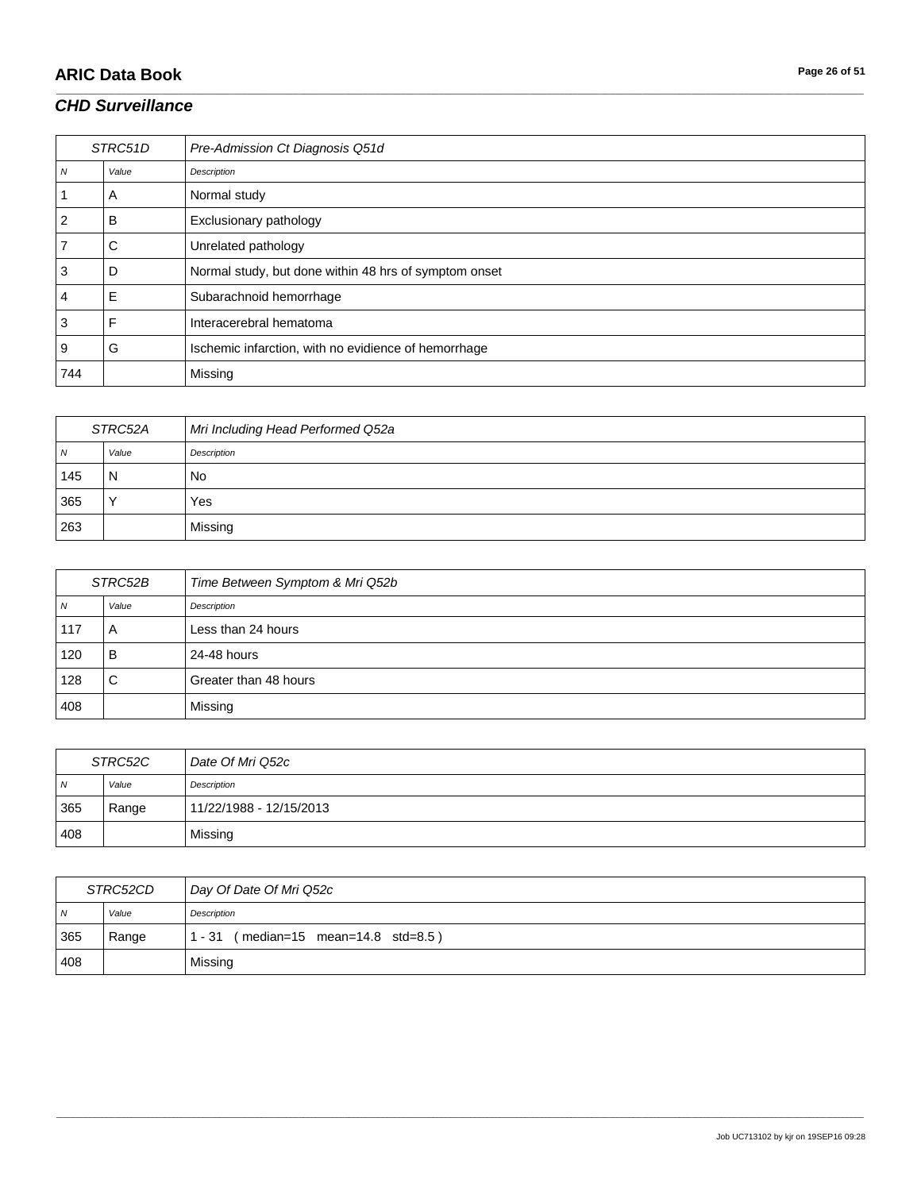## CHD Surveillance

| STRC51D | | Pre-Admission Ct Diagnosis Q51d |
|---|---|---|
| *N* | *Value* | *Description* |
| 1 | A | Normal study |
| 2 | B | Exclusionary pathology |
| 7 | C | Unrelated pathology |
| 3 | D | Normal study, but done within 48 hrs of symptom onset |
| 4 | E | Subarachnoid hemorrhage |
| 3 | F | Interacerebral hematoma |
| 9 | G | Ischemic infarction, with no evidience of hemorrhage |
| 744 | | Missing |

| STRC52A | | Mri Including Head Performed Q52a |
|---|---|---|
| *N* | *Value* | *Description* |
| 145 | N | No |
| 365 | Y | Yes |
| 263 | | Missing |

| STRC52B | | Time Between Symptom & Mri Q52b |
|---|---|---|
| *N* | *Value* | *Description* |
| 117 | A | Less than 24 hours |
| 120 | B | 24-48 hours |
| 128 | C | Greater than 48 hours |
| 408 | | Missing |

| STRC52C | | Date Of Mri Q52c |
|---|---|---|
| *N* | *Value* | *Description* |
| 365 | Range | 11/22/1988 - 12/15/2013 |
| 408 | | Missing |

| STRC52CD | | Day Of Date Of Mri Q52c |
|---|---|---|
| *N* | *Value* | *Description* |
| 365 | Range | 1 - 31 ( median=15 mean=14.8 std=8.5 ) |
| 408 | | Missing |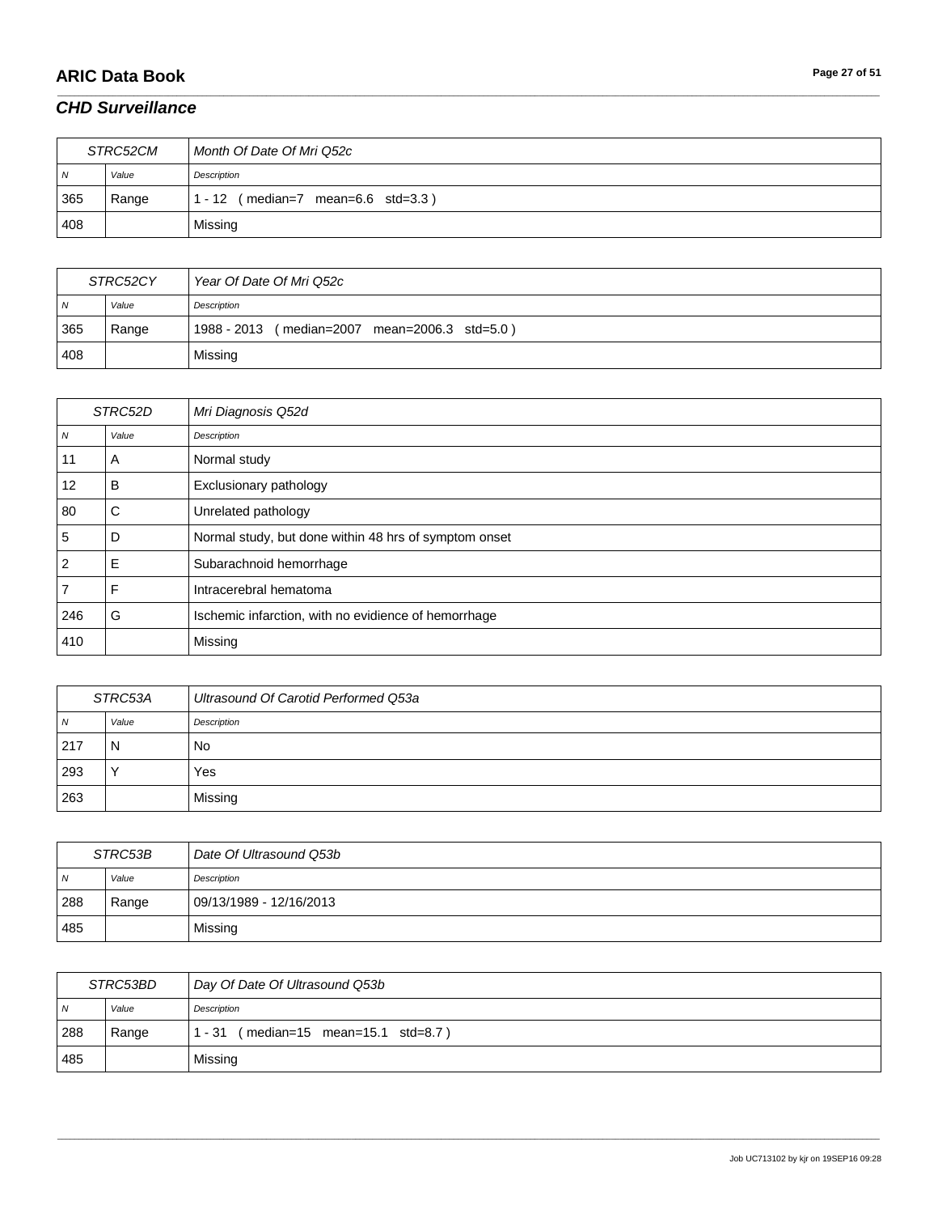## *CHD Surveillance*

| STRC52CM | | *Month Of Date Of Mri Q52c* |
|---|---|---|
| *N* | *Value* | *Description* |
| 365 | Range | 1 - 12 ( median=7 mean=6.6 std=3.3 ) |
| 408 | | Missing |

| STRC52CY | | *Year Of Date Of Mri Q52c* |
|---|---|---|
| *N* | *Value* | *Description* |
| 365 | Range | 1988 - 2013 ( median=2007 mean=2006.3 std=5.0 ) |
| 408 | | Missing |

| STRC52D | | *Mri Diagnosis Q52d* |
|---|---|---|
| *N* | *Value* | *Description* |
| 11 | A | Normal study |
| 12 | B | Exclusionary pathology |
| 80 | C | Unrelated pathology |
| 5 | D | Normal study, but done within 48 hrs of symptom onset |
| 2 | E | Subarachnoid hemorrhage |
| 7 | F | Intracerebral hematoma |
| 246 | G | Ischemic infarction, with no evidience of hemorrhage |
| 410 | | Missing |

| STRC53A | | *Ultrasound Of Carotid Performed Q53a* |
|---|---|---|
| *N* | *Value* | *Description* |
| 217 | N | No |
| 293 | Y | Yes |
| 263 | | Missing |

| STRC53B | | *Date Of Ultrasound Q53b* |
|---|---|---|
| *N* | *Value* | *Description* |
| 288 | Range | 09/13/1989 - 12/16/2013 |
| 485 | | Missing |

| STRC53BD | | *Day Of Date Of Ultrasound Q53b* |
|---|---|---|
| *N* | *Value* | *Description* |
| 288 | Range | 1 - 31 ( median=15 mean=15.1 std=8.7 ) |
| 485 | | Missing |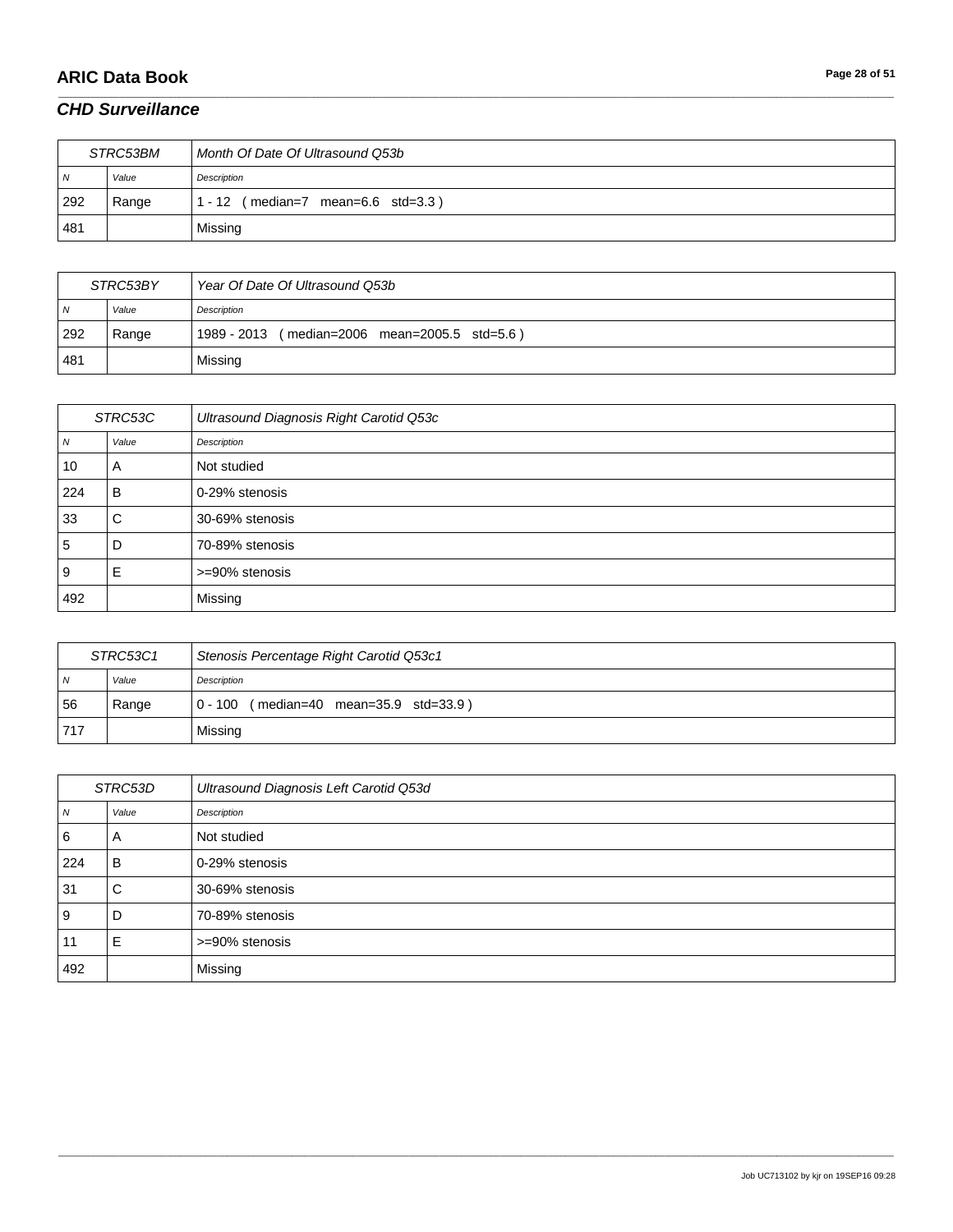## *CHD Surveillance*

| STRC53BM | | *Month Of Date Of Ultrasound Q53b* |
|---|---|---|
| *N* | *Value* | *Description* |
| 292 | Range | 1 - 12 ( median=7 mean=6.6 std=3.3 ) |
| 481 | | Missing |

| STRC53BY | | *Year Of Date Of Ultrasound Q53b* |
|---|---|---|
| *N* | *Value* | *Description* |
| 292 | Range | 1989 - 2013 ( median=2006 mean=2005.5 std=5.6 ) |
| 481 | | Missing |

| STRC53C | | *Ultrasound Diagnosis Right Carotid Q53c* |
|---|---|---|
| *N* | *Value* | *Description* |
| 10 | A | Not studied |
| 224 | B | 0-29% stenosis |
| 33 | C | 30-69% stenosis |
| 5 | D | 70-89% stenosis |
| 9 | E | >=90% stenosis |
| 492 | | Missing |

| STRC53C1 | | *Stenosis Percentage Right Carotid Q53c1* |
|---|---|---|
| *N* | *Value* | *Description* |
| 56 | Range | 0 - 100 ( median=40 mean=35.9 std=33.9 ) |
| 717 | | Missing |

| STRC53D | | *Ultrasound Diagnosis Left Carotid Q53d* |
|---|---|---|
| *N* | *Value* | *Description* |
| 6 | A | Not studied |
| 224 | B | 0-29% stenosis |
| 31 | C | 30-69% stenosis |
| 9 | D | 70-89% stenosis |
| 11 | E | >=90% stenosis |
| 492 | | Missing |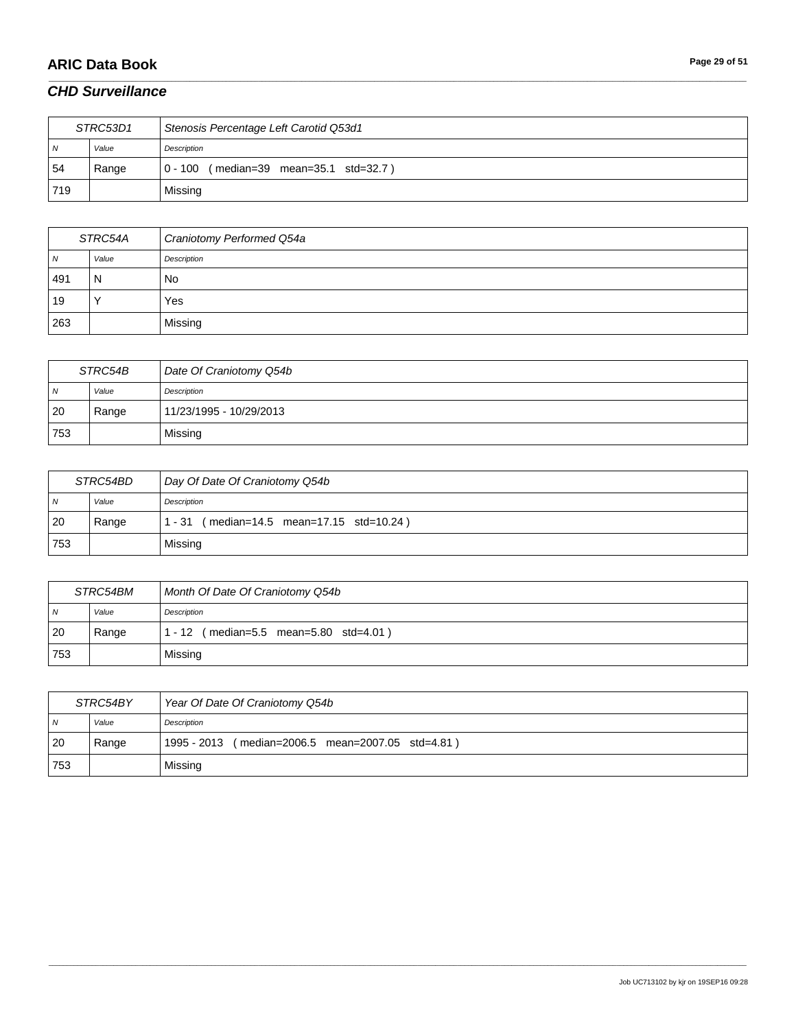## CHD Surveillance

| STRC53D1 | | Stenosis Percentage Left Carotid Q53d1 |
|---|---|---|
| N | Value | Description |
| 54 | Range | 0 - 100 ( median=39 mean=35.1 std=32.7 ) |
| 719 | | Missing |

| STRC54A | | Craniotomy Performed Q54a |
|---|---|---|
| N | Value | Description |
| 491 | N | No |
| 19 | Y | Yes |
| 263 | | Missing |

| STRC54B | | Date Of Craniotomy Q54b |
|---|---|---|
| N | Value | Description |
| 20 | Range | 11/23/1995 - 10/29/2013 |
| 753 | | Missing |

| STRC54BD | | Day Of Date Of Craniotomy Q54b |
|---|---|---|
| N | Value | Description |
| 20 | Range | 1 - 31 ( median=14.5 mean=17.15 std=10.24 ) |
| 753 | | Missing |

| STRC54BM | | Month Of Date Of Craniotomy Q54b |
|---|---|---|
| N | Value | Description |
| 20 | Range | 1 - 12 ( median=5.5 mean=5.80 std=4.01 ) |
| 753 | | Missing |

| STRC54BY | | Year Of Date Of Craniotomy Q54b |
|---|---|---|
| N | Value | Description |
| 20 | Range | 1995 - 2013 ( median=2006.5 mean=2007.05 std=4.81 ) |
| 753 | | Missing |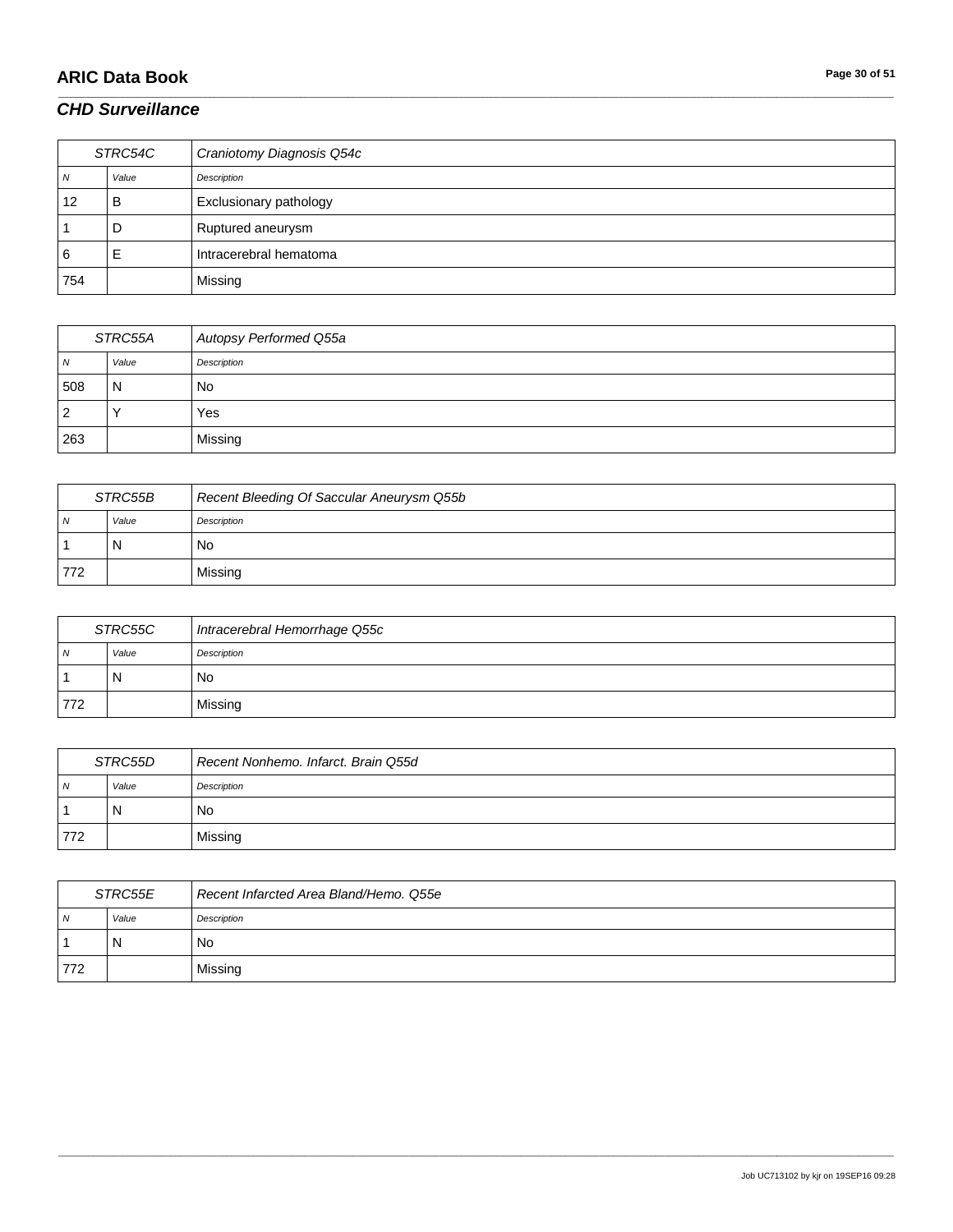## CHD Surveillance

| STRC54C | | Craniotomy Diagnosis Q54c |
|---|---|---|
| N | Value | Description |
| 12 | B | Exclusionary pathology |
| 1 | D | Ruptured aneurysm |
| 6 | E | Intracerebral hematoma |
| 754 | | Missing |

| STRC55A | | Autopsy Performed Q55a |
|---|---|---|
| N | Value | Description |
| 508 | N | No |
| 2 | Y | Yes |
| 263 | | Missing |

| STRC55B | | Recent Bleeding Of Saccular Aneurysm Q55b |
|---|---|---|
| N | Value | Description |
| 1 | N | No |
| 772 | | Missing |

| STRC55C | | Intracerebral Hemorrhage Q55c |
|---|---|---|
| N | Value | Description |
| 1 | N | No |
| 772 | | Missing |

| STRC55D | | Recent Nonhemo. Infarct. Brain Q55d |
|---|---|---|
| N | Value | Description |
| 1 | N | No |
| 772 | | Missing |

| STRC55E | | Recent Infarcted Area Bland/Hemo. Q55e |
|---|---|---|
| N | Value | Description |
| 1 | N | No |
| 772 | | Missing |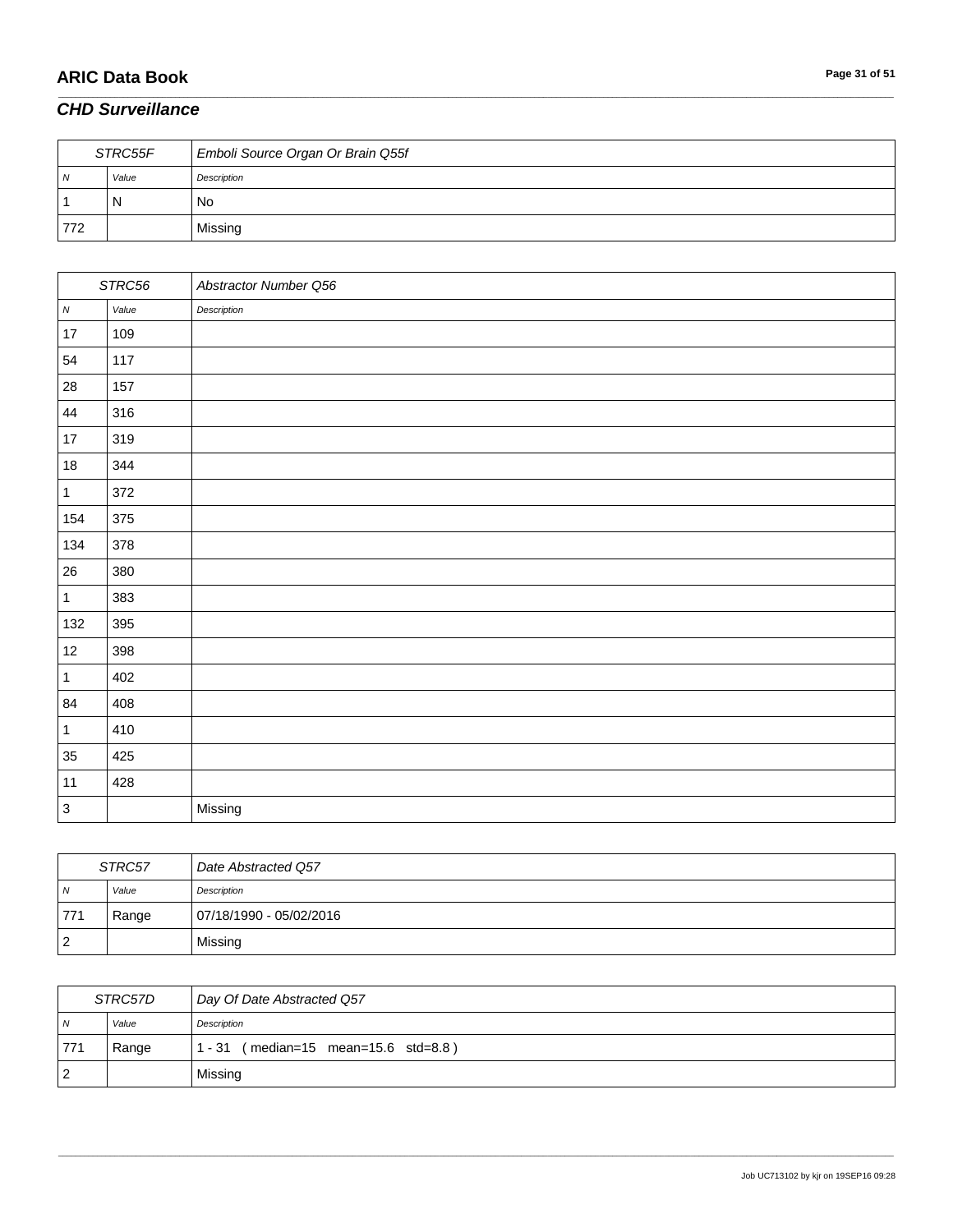## CHD Surveillance

| STRC55F | | Emboli Source Organ Or Brain Q55f |
|---|---|---|
| *N* | *Value* | *Description* |
| 1 | N | No |
| 772 | | Missing |

| STRC56 | | Abstractor Number Q56 |
|---|---|---|
| *N* | *Value* | *Description* |
| 17 | 109 | |
| 54 | 117 | |
| 28 | 157 | |
| 44 | 316 | |
| 17 | 319 | |
| 18 | 344 | |
| 1 | 372 | |
| 154 | 375 | |
| 134 | 378 | |
| 26 | 380 | |
| 1 | 383 | |
| 132 | 395 | |
| 12 | 398 | |
| 1 | 402 | |
| 84 | 408 | |
| 1 | 410 | |
| 35 | 425 | |
| 11 | 428 | |
| 3 | | Missing |

| STRC57 | | Date Abstracted Q57 |
|---|---|---|
| *N* | *Value* | *Description* |
| 771 | Range | 07/18/1990 - 05/02/2016 |
| 2 | | Missing |

| STRC57D | | Day Of Date Abstracted Q57 |
|---|---|---|
| *N* | *Value* | *Description* |
| 771 | Range | 1 - 31 ( median=15 mean=15.6 std=8.8 ) |
| 2 | | Missing |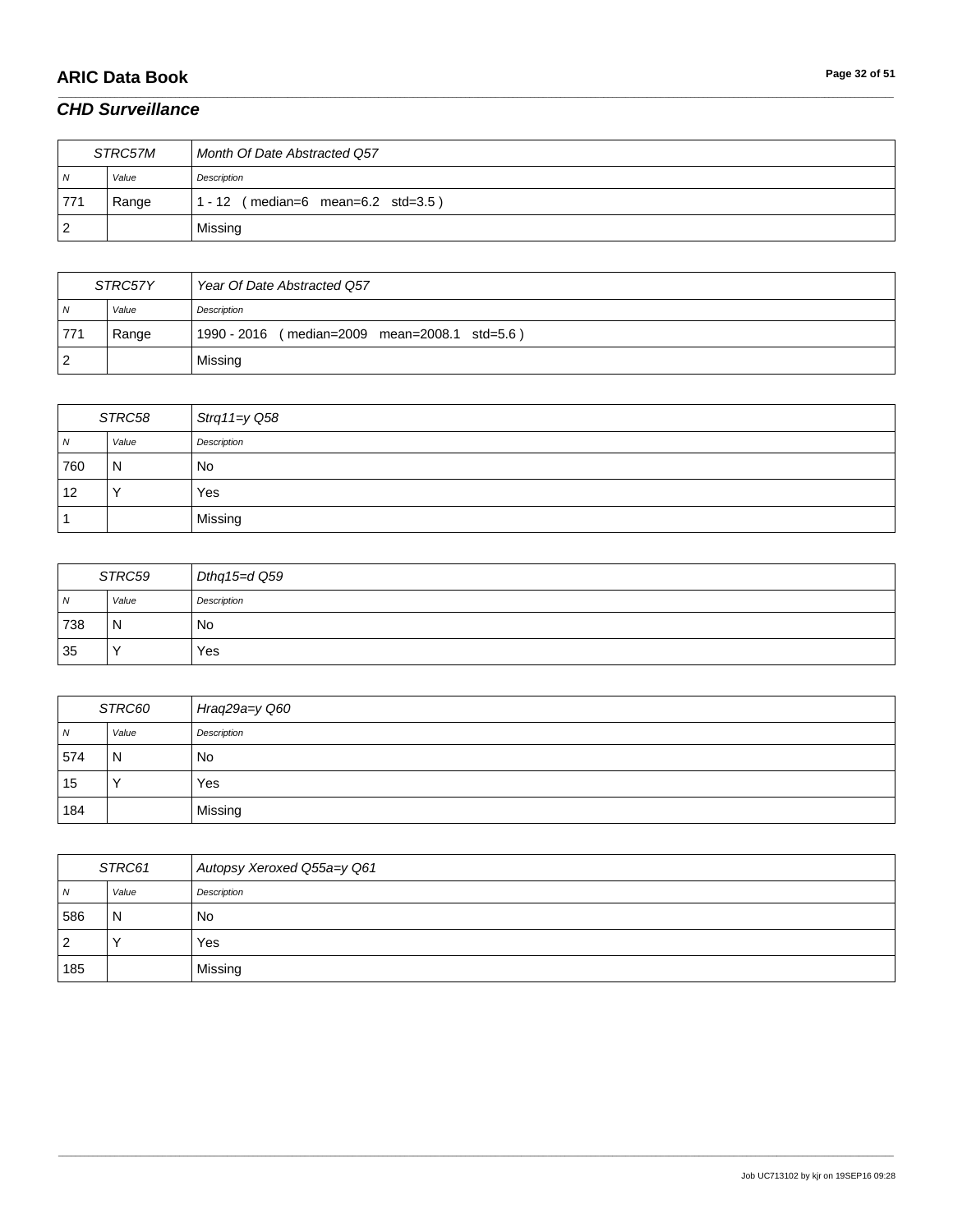## *CHD Surveillance*

| STRC57M | | *Month Of Date Abstracted Q57* |
|---|---|---|
| *N* | *Value* | *Description* |
| 771 | Range | 1 - 12 ( median=6 mean=6.2 std=3.5 ) |
| 2 | | Missing |

| STRC57Y | | *Year Of Date Abstracted Q57* |
|---|---|---|
| *N* | *Value* | *Description* |
| 771 | Range | 1990 - 2016 ( median=2009 mean=2008.1 std=5.6 ) |
| 2 | | Missing |

| STRC58 | | *Strq11=y Q58* |
|---|---|---|
| *N* | *Value* | *Description* |
| 760 | N | No |
| 12 | Y | Yes |
| 1 | | Missing |

| STRC59 | | *Dthq15=d Q59* |
|---|---|---|
| *N* | *Value* | *Description* |
| 738 | N | No |
| 35 | Y | Yes |

| STRC60 | | *Hraq29a=y Q60* |
|---|---|---|
| *N* | *Value* | *Description* |
| 574 | N | No |
| 15 | Y | Yes |
| 184 | | Missing |

| STRC61 | | *Autopsy Xeroxed Q55a=y Q61* |
|---|---|---|
| *N* | *Value* | *Description* |
| 586 | N | No |
| 2 | Y | Yes |
| 185 | | Missing |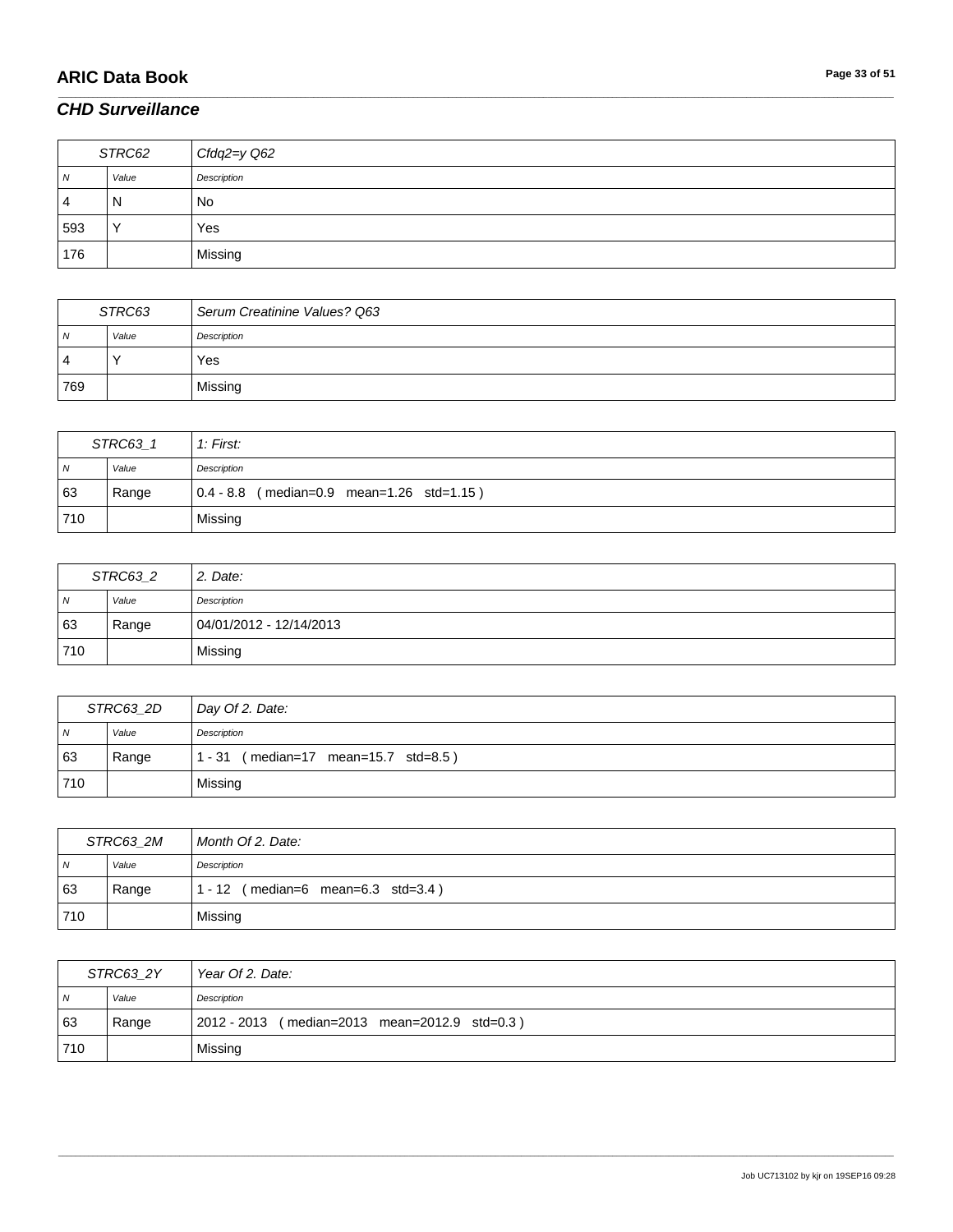## CHD Surveillance

| STRC62 | | Cfdq2=y Q62 |
|---|---|---|
| N | Value | Description |
| 4 | N | No |
| 593 | Y | Yes |
| 176 | | Missing |

| STRC63 | | Serum Creatinine Values? Q63 |
|---|---|---|
| N | Value | Description |
| 4 | Y | Yes |
| 769 | | Missing |

| STRC63_1 | | 1: First: |
|---|---|---|
| N | Value | Description |
| 63 | Range | 0.4 - 8.8 ( median=0.9 mean=1.26 std=1.15 ) |
| 710 | | Missing |

| STRC63_2 | | 2. Date: |
|---|---|---|
| N | Value | Description |
| 63 | Range | 04/01/2012 - 12/14/2013 |
| 710 | | Missing |

| STRC63_2D | | Day Of 2. Date: |
|---|---|---|
| N | Value | Description |
| 63 | Range | 1 - 31 ( median=17 mean=15.7 std=8.5 ) |
| 710 | | Missing |

| STRC63_2M | | Month Of 2. Date: |
|---|---|---|
| N | Value | Description |
| 63 | Range | 1 - 12 ( median=6 mean=6.3 std=3.4 ) |
| 710 | | Missing |

| STRC63_2Y | | Year Of 2. Date: |
|---|---|---|
| N | Value | Description |
| 63 | Range | 2012 - 2013 ( median=2013 mean=2012.9 std=0.3 ) |
| 710 | | Missing |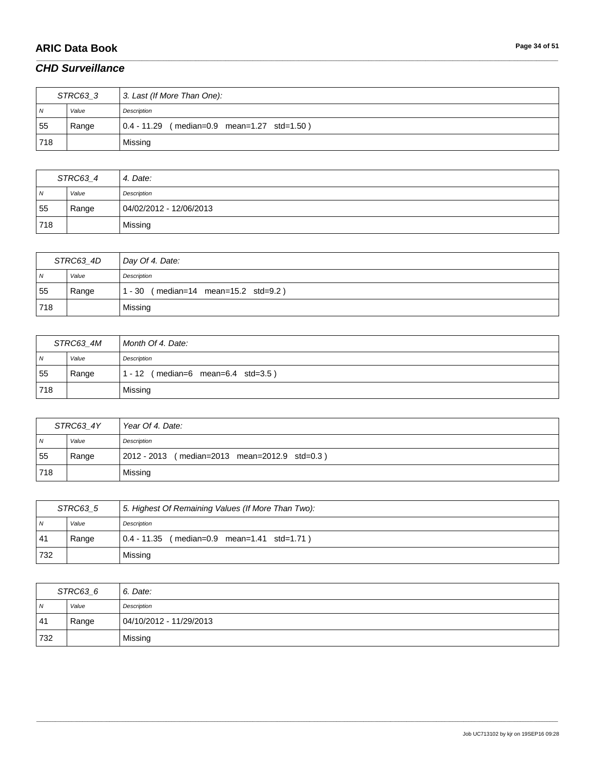## CHD Surveillance

| STRC63_3 | | 3. Last (If More Than One): |
|---|---|---|
| N | Value | Description |
| 55 | Range | 0.4 - 11.29 ( median=0.9 mean=1.27 std=1.50 ) |
| 718 | | Missing |

| STRC63_4 | | 4. Date: |
|---|---|---|
| N | Value | Description |
| 55 | Range | 04/02/2012 - 12/06/2013 |
| 718 | | Missing |

| STRC63_4D | | Day Of 4. Date: |
|---|---|---|
| N | Value | Description |
| 55 | Range | 1 - 30 ( median=14 mean=15.2 std=9.2 ) |
| 718 | | Missing |

| STRC63_4M | | Month Of 4. Date: |
|---|---|---|
| N | Value | Description |
| 55 | Range | 1 - 12 ( median=6 mean=6.4 std=3.5 ) |
| 718 | | Missing |

| STRC63_4Y | | Year Of 4. Date: |
|---|---|---|
| N | Value | Description |
| 55 | Range | 2012 - 2013 ( median=2013 mean=2012.9 std=0.3 ) |
| 718 | | Missing |

| STRC63_5 | | 5. Highest Of Remaining Values (If More Than Two): |
|---|---|---|
| N | Value | Description |
| 41 | Range | 0.4 - 11.35 ( median=0.9 mean=1.41 std=1.71 ) |
| 732 | | Missing |

| STRC63_6 | | 6. Date: |
|---|---|---|
| N | Value | Description |
| 41 | Range | 04/10/2012 - 11/29/2013 |
| 732 | | Missing |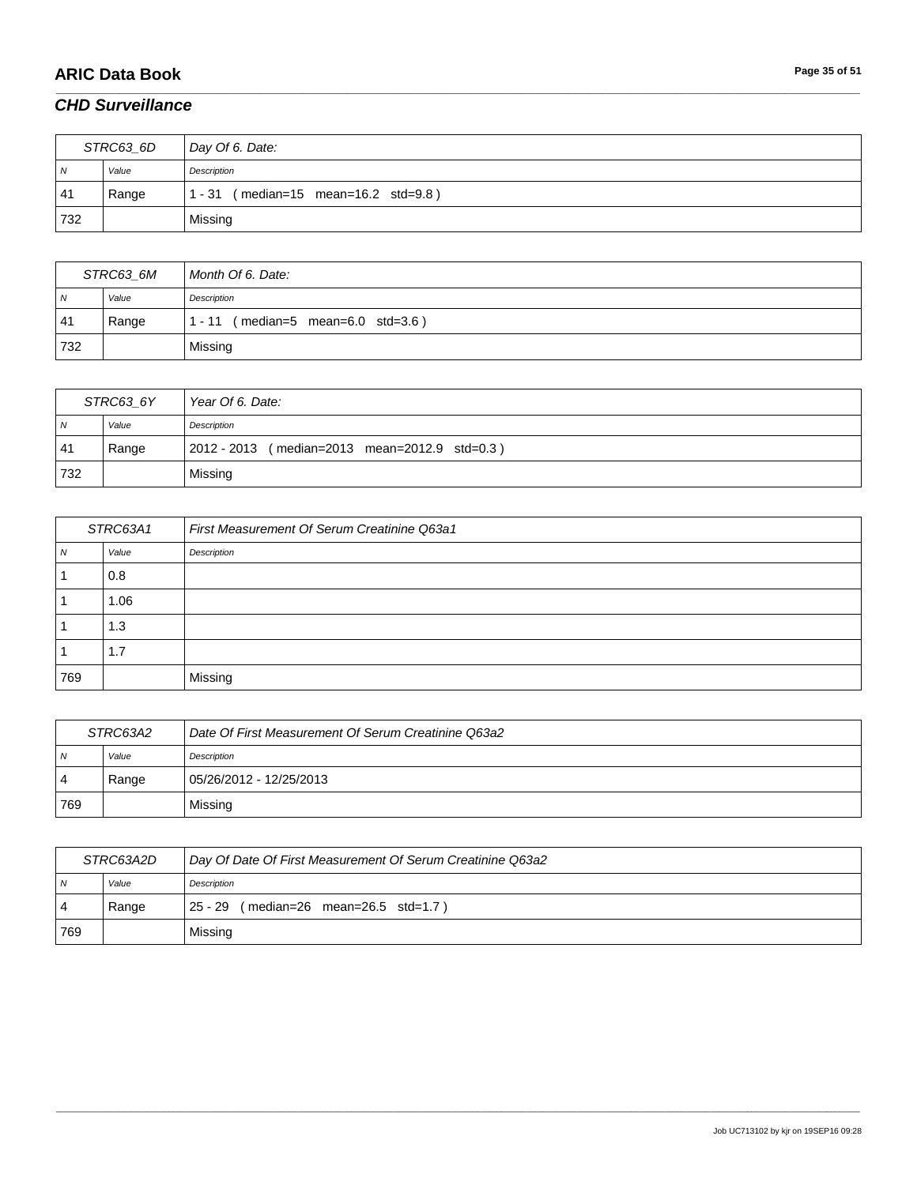## CHD Surveillance

| STRC63_6D | | Day Of 6. Date: |
|---|---|---|
| N | Value | Description |
| 41 | Range | 1 - 31 ( median=15 mean=16.2 std=9.8 ) |
| 732 | | Missing |

| STRC63_6M | | Month Of 6. Date: |
|---|---|---|
| N | Value | Description |
| 41 | Range | 1 - 11 ( median=5 mean=6.0 std=3.6 ) |
| 732 | | Missing |

| STRC63_6Y | | Year Of 6. Date: |
|---|---|---|
| N | Value | Description |
| 41 | Range | 2012 - 2013 ( median=2013 mean=2012.9 std=0.3 ) |
| 732 | | Missing |

| STRC63A1 | | First Measurement Of Serum Creatinine Q63a1 |
|---|---|---|
| N | Value | Description |
| 1 | 0.8 | |
| 1 | 1.06 | |
| 1 | 1.3 | |
| 1 | 1.7 | |
| 769 | | Missing |

| STRC63A2 | | Date Of First Measurement Of Serum Creatinine Q63a2 |
|---|---|---|
| N | Value | Description |
| 4 | Range | 05/26/2012 - 12/25/2013 |
| 769 | | Missing |

| STRC63A2D | | Day Of Date Of First Measurement Of Serum Creatinine Q63a2 |
|---|---|---|
| N | Value | Description |
| 4 | Range | 25 - 29 ( median=26 mean=26.5 std=1.7 ) |
| 769 | | Missing |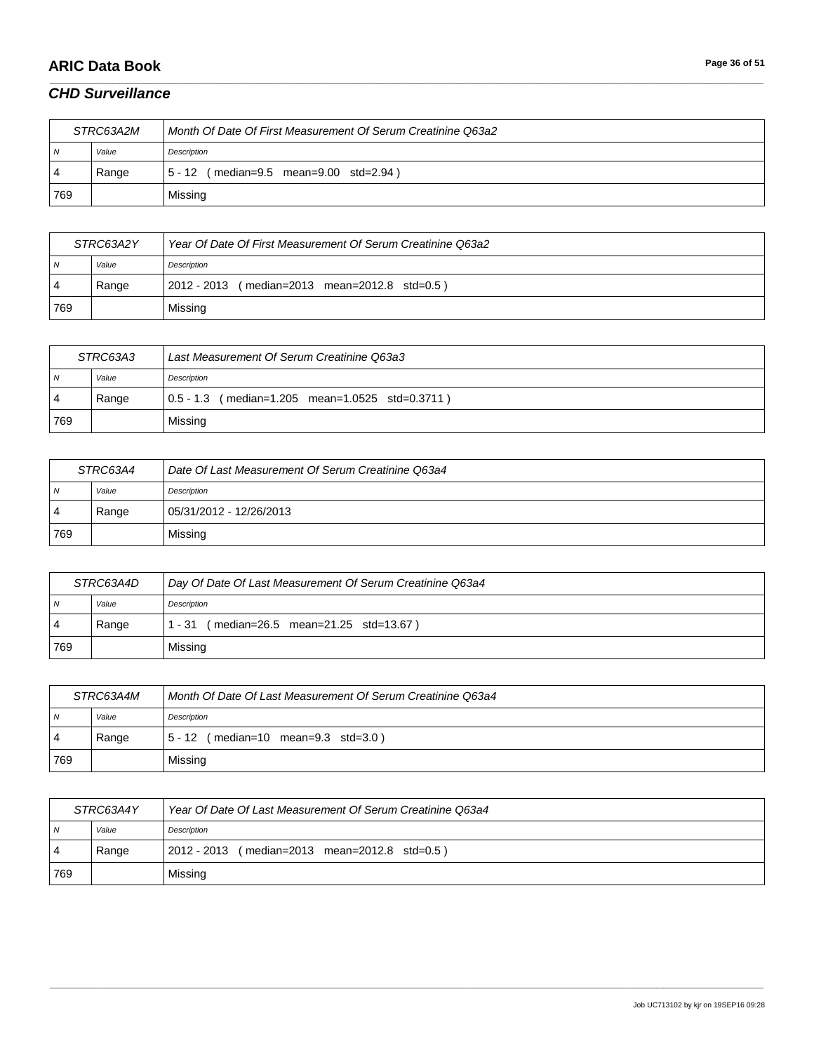## CHD Surveillance

| STRC63A2M | | Month Of Date Of First Measurement Of Serum Creatinine Q63a2 |
|---|---|---|
| N | Value | Description |
| 4 | Range | 5 - 12 ( median=9.5 mean=9.00 std=2.94 ) |
| 769 | | Missing |

| STRC63A2Y | | Year Of Date Of First Measurement Of Serum Creatinine Q63a2 |
|---|---|---|
| N | Value | Description |
| 4 | Range | 2012 - 2013 ( median=2013 mean=2012.8 std=0.5 ) |
| 769 | | Missing |

| STRC63A3 | | Last Measurement Of Serum Creatinine Q63a3 |
|---|---|---|
| N | Value | Description |
| 4 | Range | 0.5 - 1.3 ( median=1.205 mean=1.0525 std=0.3711 ) |
| 769 | | Missing |

| STRC63A4 | | Date Of Last Measurement Of Serum Creatinine Q63a4 |
|---|---|---|
| N | Value | Description |
| 4 | Range | 05/31/2012 - 12/26/2013 |
| 769 | | Missing |

| STRC63A4D | | Day Of Date Of Last Measurement Of Serum Creatinine Q63a4 |
|---|---|---|
| N | Value | Description |
| 4 | Range | 1 - 31 ( median=26.5 mean=21.25 std=13.67 ) |
| 769 | | Missing |

| STRC63A4M | | Month Of Date Of Last Measurement Of Serum Creatinine Q63a4 |
|---|---|---|
| N | Value | Description |
| 4 | Range | 5 - 12 ( median=10 mean=9.3 std=3.0 ) |
| 769 | | Missing |

| STRC63A4Y | | Year Of Date Of Last Measurement Of Serum Creatinine Q63a4 |
|---|---|---|
| N | Value | Description |
| 4 | Range | 2012 - 2013 ( median=2013 mean=2012.8 std=0.5 ) |
| 769 | | Missing |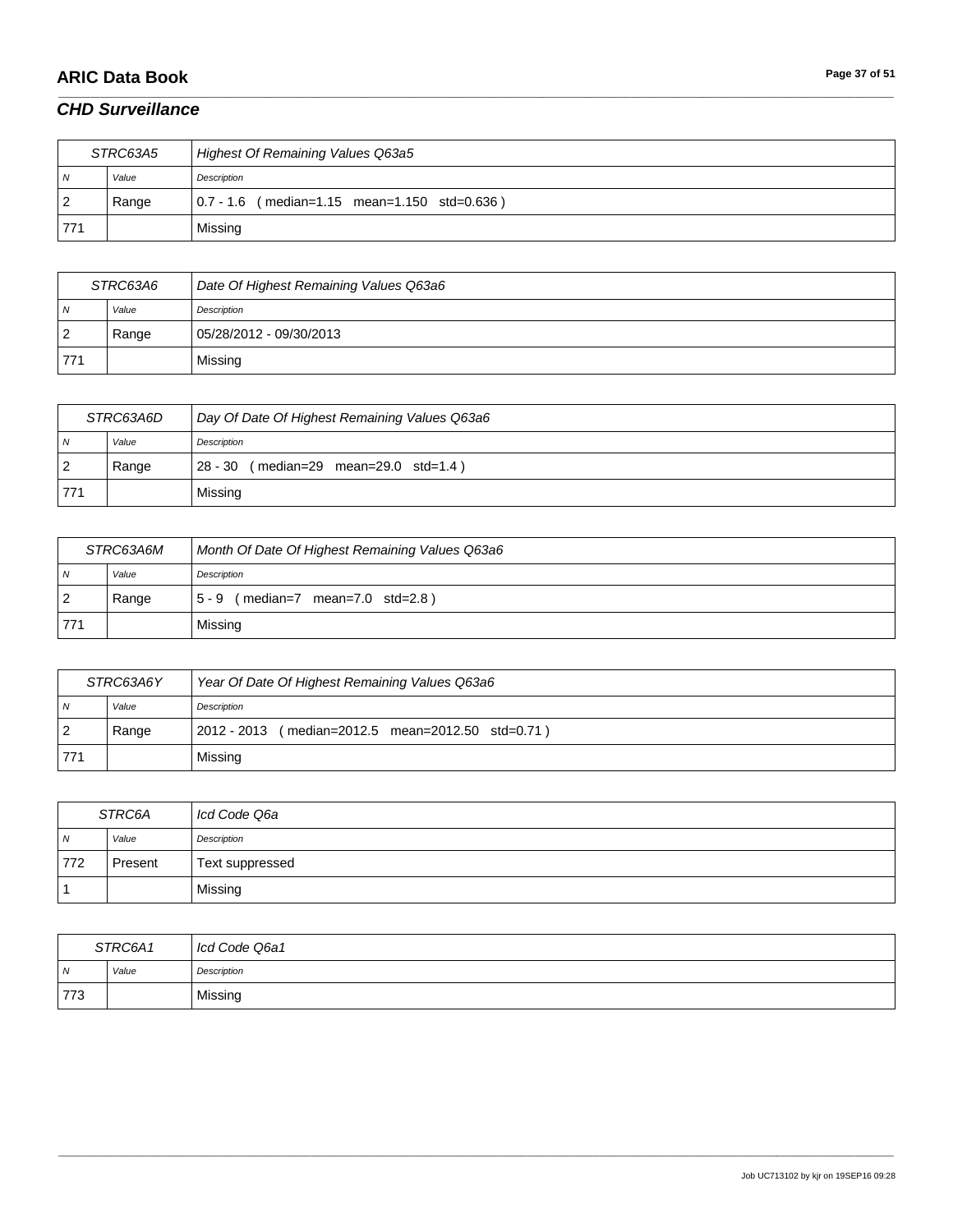## CHD Surveillance

| STRC63A5 | | Highest Of Remaining Values Q63a5 |
|---|---|---|
| N | Value | Description |
| 2 | Range | 0.7 - 1.6 ( median=1.15 mean=1.150 std=0.636 ) |
| 771 | | Missing |

| STRC63A6 | | Date Of Highest Remaining Values Q63a6 |
|---|---|---|
| N | Value | Description |
| 2 | Range | 05/28/2012 - 09/30/2013 |
| 771 | | Missing |

| STRC63A6D | | Day Of Date Of Highest Remaining Values Q63a6 |
|---|---|---|
| N | Value | Description |
| 2 | Range | 28 - 30 ( median=29 mean=29.0 std=1.4 ) |
| 771 | | Missing |

| STRC63A6M | | Month Of Date Of Highest Remaining Values Q63a6 |
|---|---|---|
| N | Value | Description |
| 2 | Range | 5 - 9 ( median=7 mean=7.0 std=2.8 ) |
| 771 | | Missing |

| STRC63A6Y | | Year Of Date Of Highest Remaining Values Q63a6 |
|---|---|---|
| N | Value | Description |
| 2 | Range | 2012 - 2013 ( median=2012.5 mean=2012.50 std=0.71 ) |
| 771 | | Missing |

| STRC6A | | Icd Code Q6a |
|---|---|---|
| N | Value | Description |
| 772 | Present | Text suppressed |
| 1 | | Missing |

| STRC6A1 | | Icd Code Q6a1 |
|---|---|---|
| N | Value | Description |
| 773 | | Missing |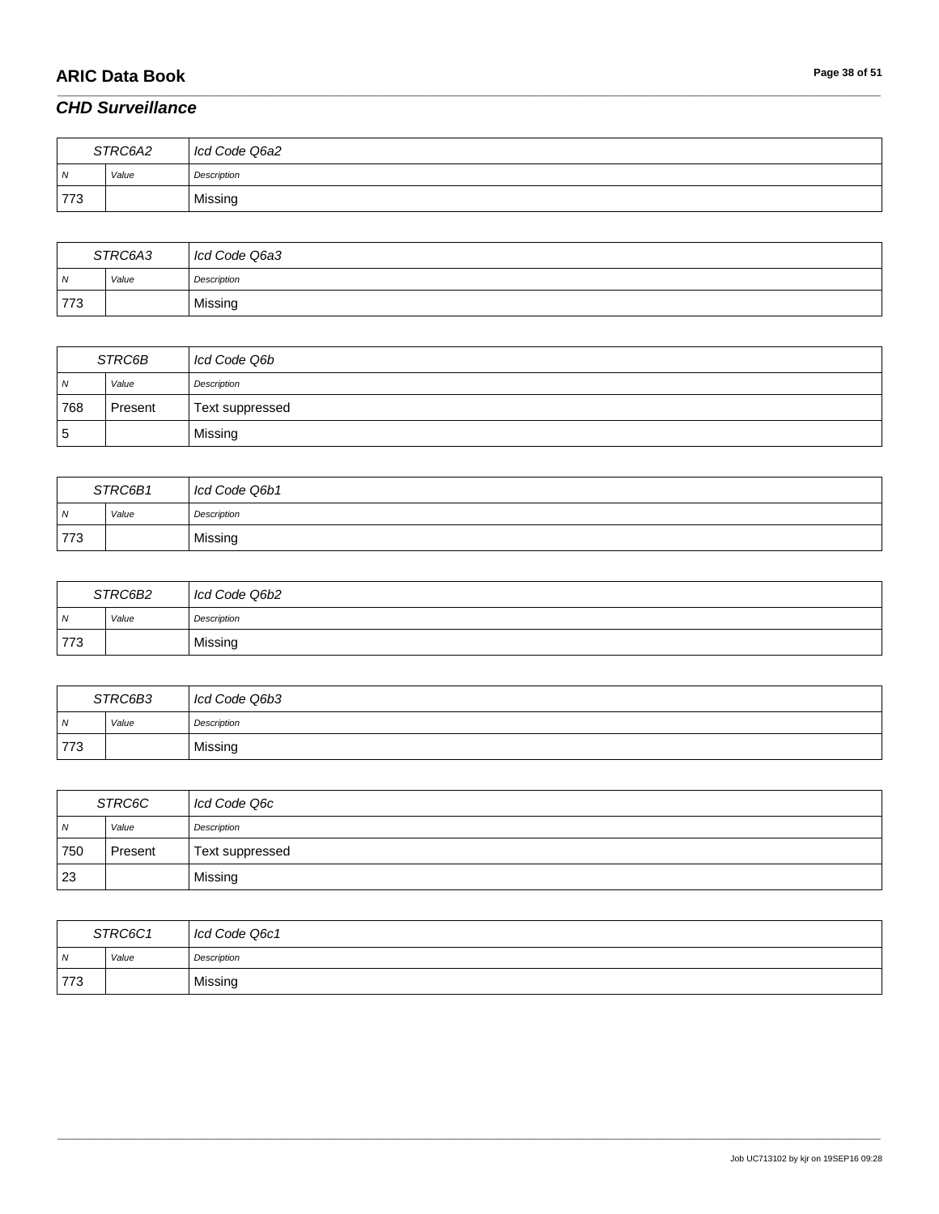## CHD Surveillance

| STRC6A2 | | Icd Code Q6a2 |
|---|---|---|
| N | Value | Description |
| 773 | | Missing |

| STRC6A3 | | Icd Code Q6a3 |
|---|---|---|
| N | Value | Description |
| 773 | | Missing |

| STRC6B | | Icd Code Q6b |
|---|---|---|
| N | Value | Description |
| 768 | Present | Text suppressed |
| 5 | | Missing |

| STRC6B1 | | Icd Code Q6b1 |
|---|---|---|
| N | Value | Description |
| 773 | | Missing |

| STRC6B2 | | Icd Code Q6b2 |
|---|---|---|
| N | Value | Description |
| 773 | | Missing |

| STRC6B3 | | Icd Code Q6b3 |
|---|---|---|
| N | Value | Description |
| 773 | | Missing |

| STRC6C | | Icd Code Q6c |
|---|---|---|
| N | Value | Description |
| 750 | Present | Text suppressed |
| 23 | | Missing |

| STRC6C1 | | Icd Code Q6c1 |
|---|---|---|
| N | Value | Description |
| 773 | | Missing |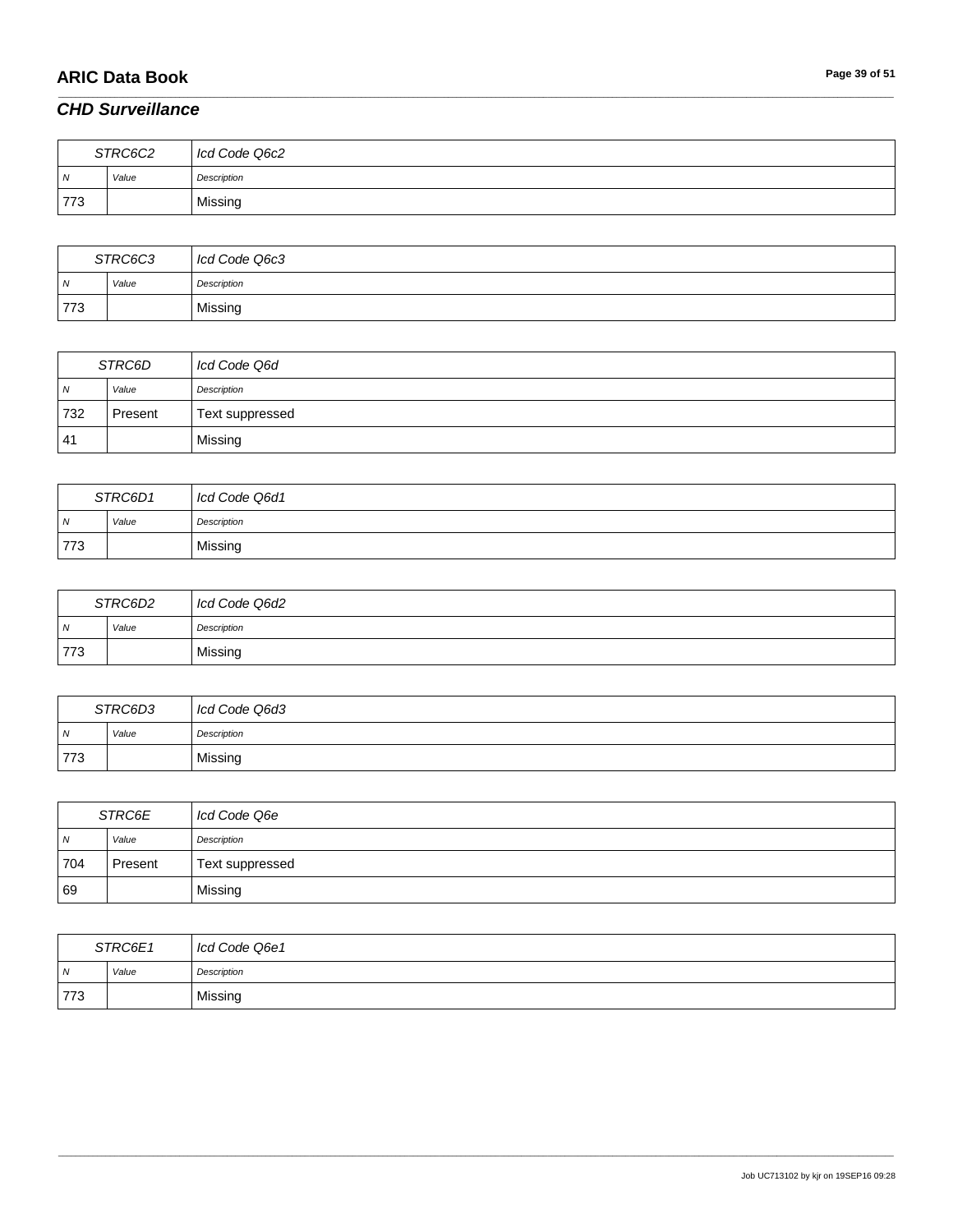## *CHD Surveillance*

| STRC6C2 | | Icd Code Q6c2 |
|---|---|---|
| *N* | *Value* | *Description* |
| 773 | | Missing |

| STRC6C3 | | Icd Code Q6c3 |
|---|---|---|
| *N* | *Value* | *Description* |
| 773 | | Missing |

| STRC6D | | Icd Code Q6d |
|---|---|---|
| *N* | *Value* | *Description* |
| 732 | Present | Text suppressed |
| 41 | | Missing |

| STRC6D1 | | Icd Code Q6d1 |
|---|---|---|
| *N* | *Value* | *Description* |
| 773 | | Missing |

| STRC6D2 | | Icd Code Q6d2 |
|---|---|---|
| *N* | *Value* | *Description* |
| 773 | | Missing |

| STRC6D3 | | Icd Code Q6d3 |
|---|---|---|
| *N* | *Value* | *Description* |
| 773 | | Missing |

| STRC6E | | Icd Code Q6e |
|---|---|---|
| *N* | *Value* | *Description* |
| 704 | Present | Text suppressed |
| 69 | | Missing |

| STRC6E1 | | Icd Code Q6e1 |
|---|---|---|
| *N* | *Value* | *Description* |
| 773 | | Missing |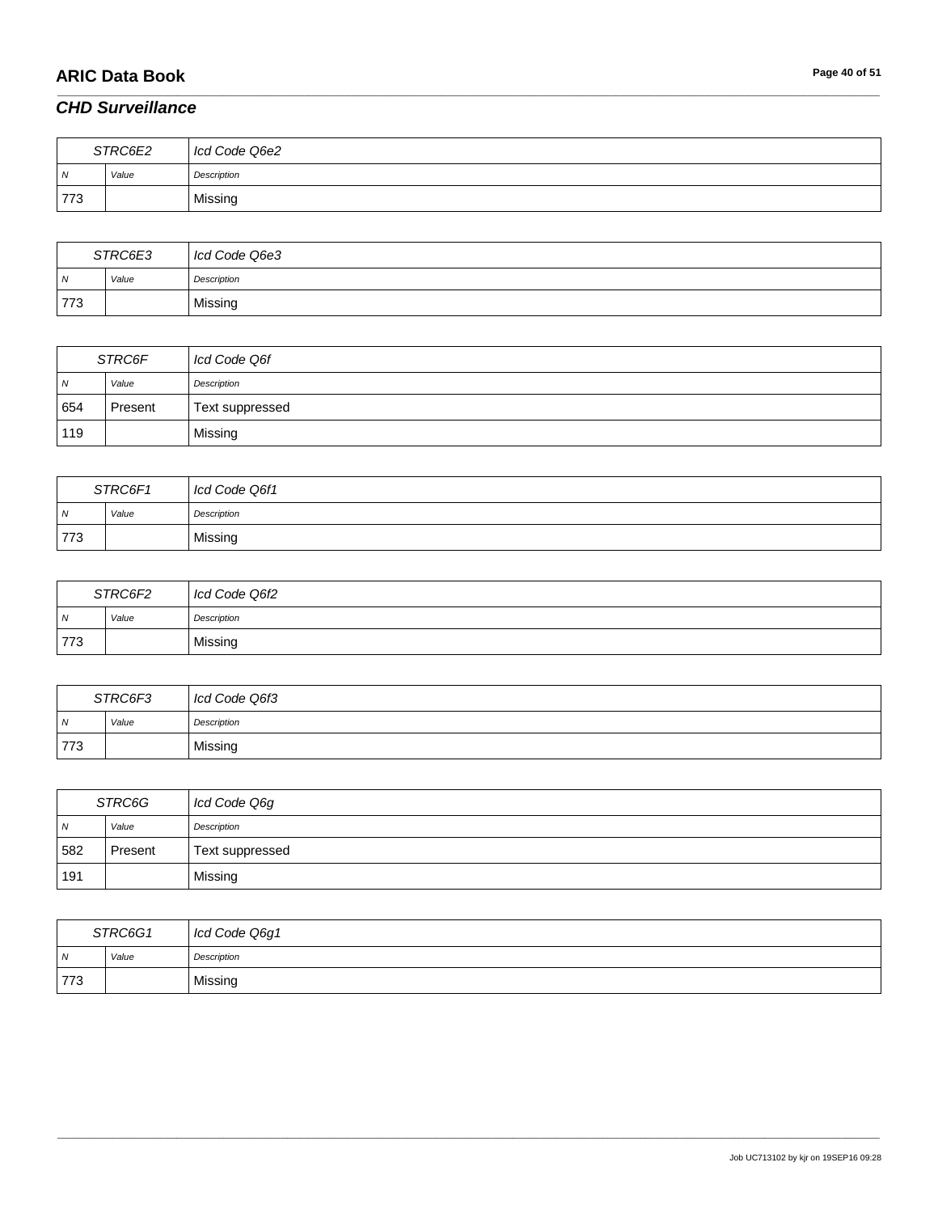## *CHD Surveillance*

| STRC6E2 | | Icd Code Q6e2 |
|---|---|---|
| N | Value | Description |
| 773 | | Missing |

| STRC6E3 | | Icd Code Q6e3 |
|---|---|---|
| N | Value | Description |
| 773 | | Missing |

| STRC6F | | Icd Code Q6f |
|---|---|---|
| N | Value | Description |
| 654 | Present | Text suppressed |
| 119 | | Missing |

| STRC6F1 | | Icd Code Q6f1 |
|---|---|---|
| N | Value | Description |
| 773 | | Missing |

| STRC6F2 | | Icd Code Q6f2 |
|---|---|---|
| N | Value | Description |
| 773 | | Missing |

| STRC6F3 | | Icd Code Q6f3 |
|---|---|---|
| N | Value | Description |
| 773 | | Missing |

| STRC6G | | Icd Code Q6g |
|---|---|---|
| N | Value | Description |
| 582 | Present | Text suppressed |
| 191 | | Missing |

| STRC6G1 | | Icd Code Q6g1 |
|---|---|---|
| N | Value | Description |
| 773 | | Missing |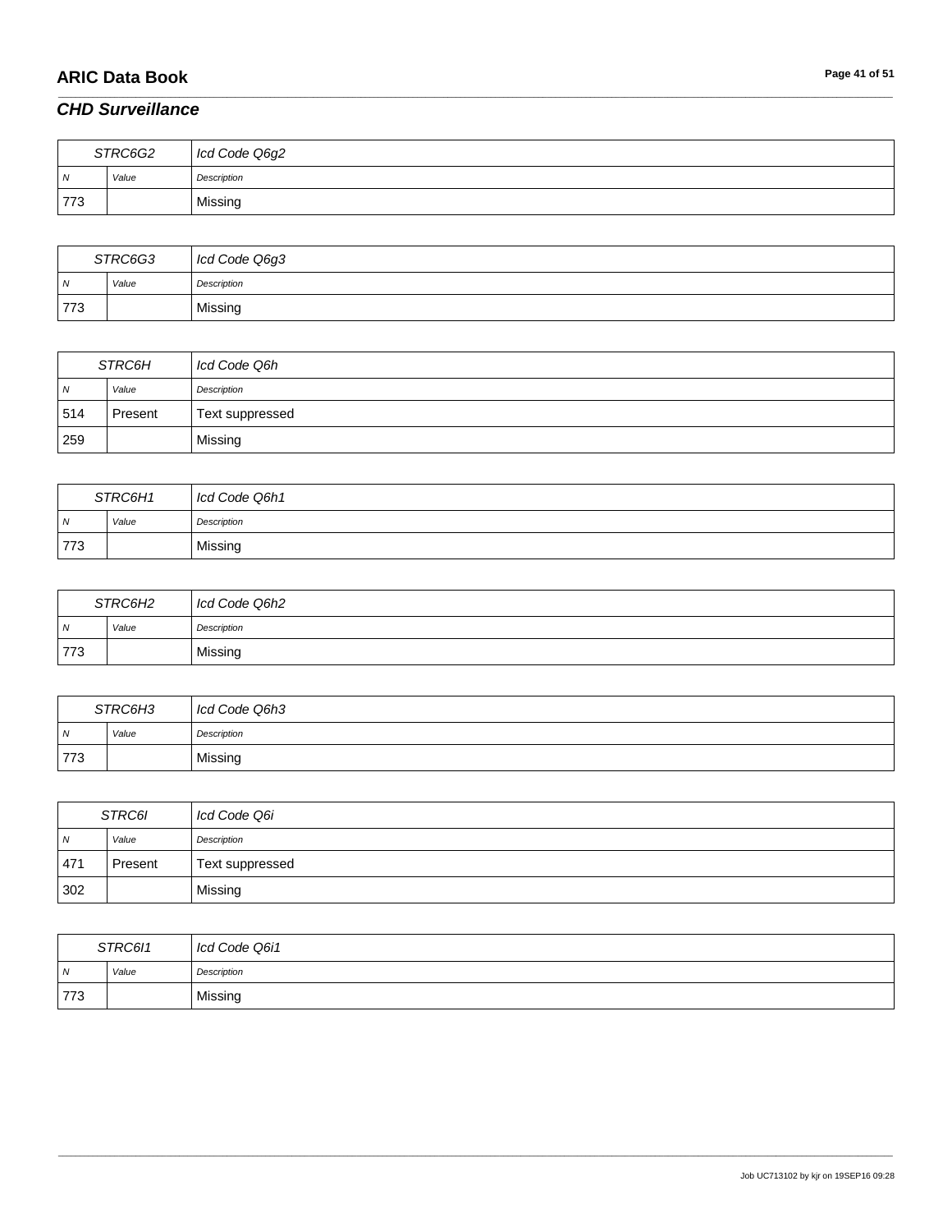## *CHD Surveillance*

| STRC6G2 | | Icd Code Q6g2 |
|---|---|---|
| *N* | *Value* | *Description* |
| 773 | | Missing |

| STRC6G3 | | Icd Code Q6g3 |
|---|---|---|
| *N* | *Value* | *Description* |
| 773 | | Missing |

| STRC6H | | Icd Code Q6h |
|---|---|---|
| *N* | *Value* | *Description* |
| 514 | Present | Text suppressed |
| 259 | | Missing |

| STRC6H1 | | Icd Code Q6h1 |
|---|---|---|
| *N* | *Value* | *Description* |
| 773 | | Missing |

| STRC6H2 | | Icd Code Q6h2 |
|---|---|---|
| *N* | *Value* | *Description* |
| 773 | | Missing |

| STRC6H3 | | Icd Code Q6h3 |
|---|---|---|
| *N* | *Value* | *Description* |
| 773 | | Missing |

| STRC6I | | Icd Code Q6i |
|---|---|---|
| *N* | *Value* | *Description* |
| 471 | Present | Text suppressed |
| 302 | | Missing |

| STRC6I1 | | Icd Code Q6i1 |
|---|---|---|
| *N* | *Value* | *Description* |
| 773 | | Missing |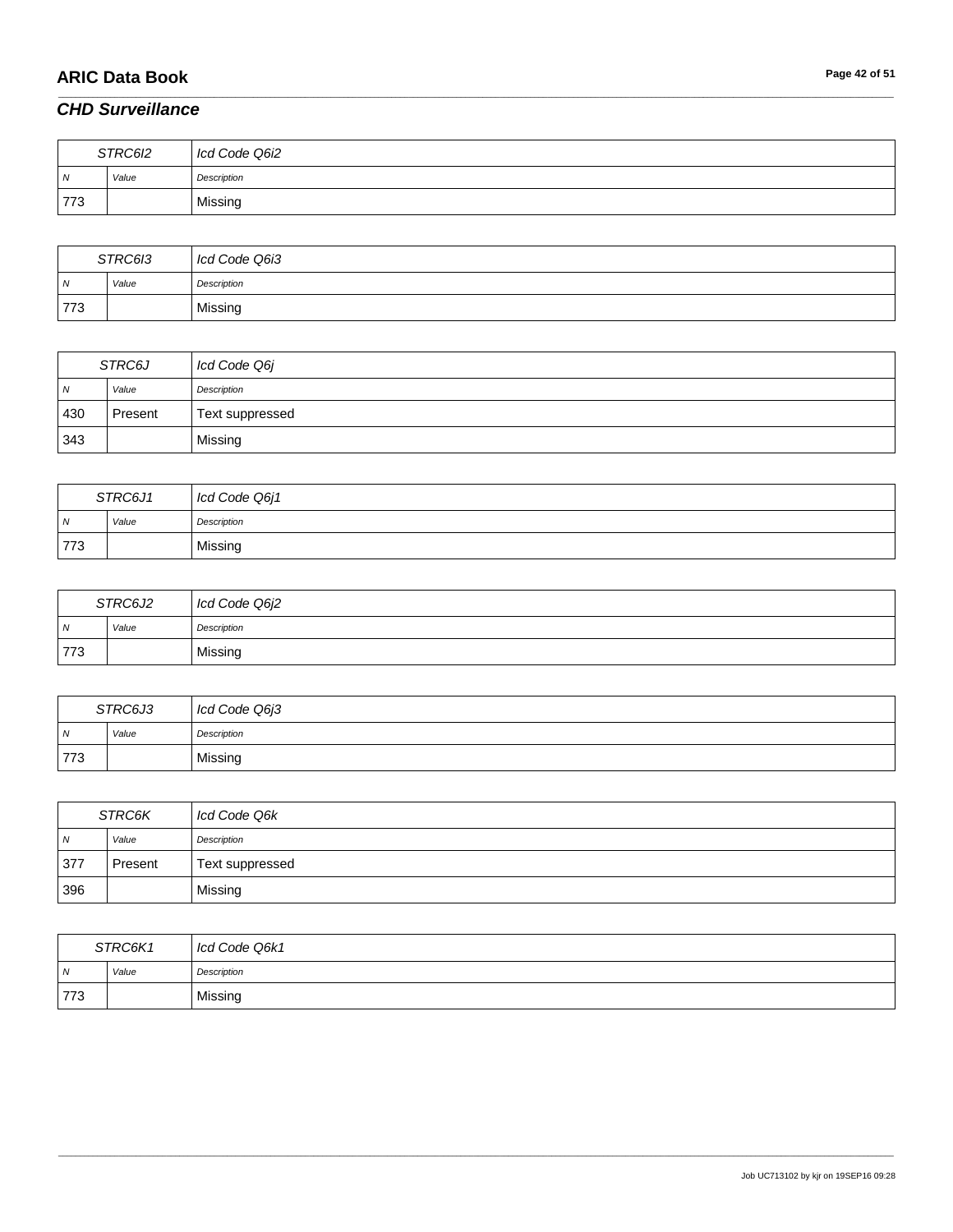## *CHD Surveillance*

| STRC6I2 | | Icd Code Q6i2 |
|---|---|---|
| *N* | *Value* | *Description* |
| 773 | | Missing |

| STRC6I3 | | Icd Code Q6i3 |
|---|---|---|
| *N* | *Value* | *Description* |
| 773 | | Missing |

| STRC6J | | Icd Code Q6j |
|---|---|---|
| *N* | *Value* | *Description* |
| 430 | Present | Text suppressed |
| 343 | | Missing |

| STRC6J1 | | Icd Code Q6j1 |
|---|---|---|
| *N* | *Value* | *Description* |
| 773 | | Missing |

| STRC6J2 | | Icd Code Q6j2 |
|---|---|---|
| *N* | *Value* | *Description* |
| 773 | | Missing |

| STRC6J3 | | Icd Code Q6j3 |
|---|---|---|
| *N* | *Value* | *Description* |
| 773 | | Missing |

| STRC6K | | Icd Code Q6k |
|---|---|---|
| *N* | *Value* | *Description* |
| 377 | Present | Text suppressed |
| 396 | | Missing |

| STRC6K1 | | Icd Code Q6k1 |
|---|---|---|
| *N* | *Value* | *Description* |
| 773 | | Missing |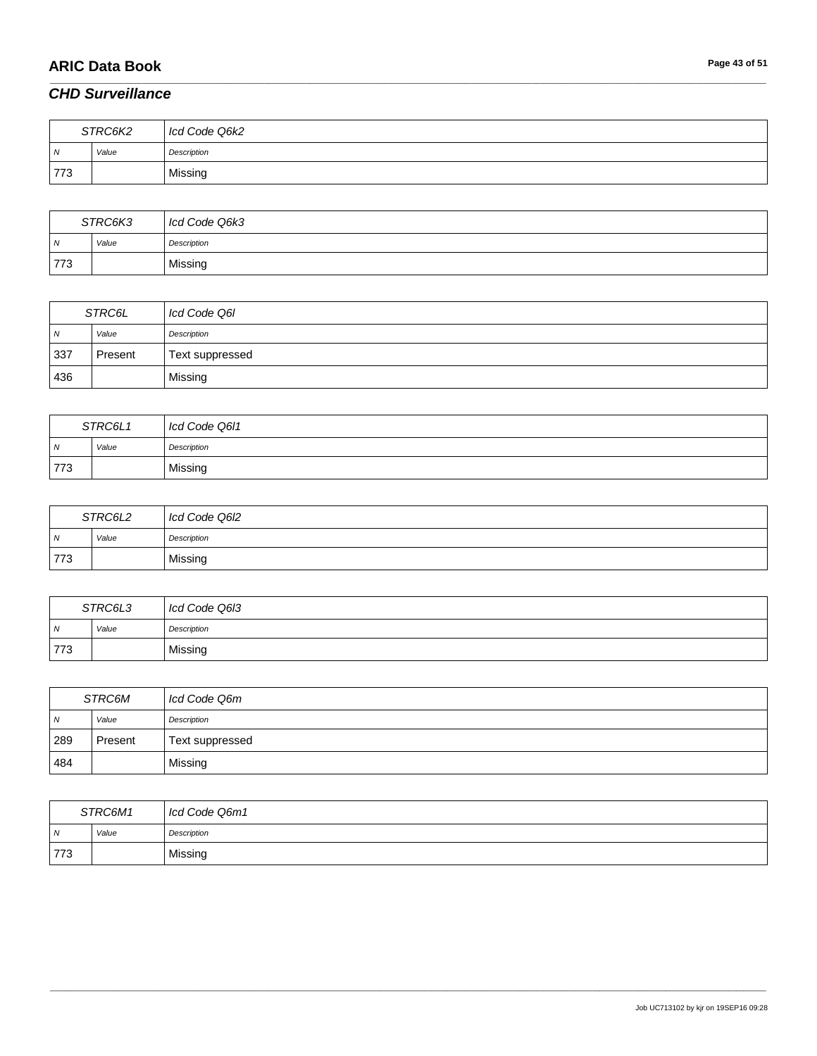## *CHD Surveillance*

| STRC6K2 | | *Icd Code Q6k2* |
|---|---|---|
| *N* | *Value* | *Description* |
| 773 | | Missing |

| STRC6K3 | | *Icd Code Q6k3* |
|---|---|---|
| *N* | *Value* | *Description* |
| 773 | | Missing |

| STRC6L | | *Icd Code Q6l* |
|---|---|---|
| *N* | *Value* | *Description* |
| 337 | Present | Text suppressed |
| 436 | | Missing |

| STRC6L1 | | *Icd Code Q6l1* |
|---|---|---|
| *N* | *Value* | *Description* |
| 773 | | Missing |

| STRC6L2 | | *Icd Code Q6l2* |
|---|---|---|
| *N* | *Value* | *Description* |
| 773 | | Missing |

| STRC6L3 | | *Icd Code Q6l3* |
|---|---|---|
| *N* | *Value* | *Description* |
| 773 | | Missing |

| STRC6M | | *Icd Code Q6m* |
|---|---|---|
| *N* | *Value* | *Description* |
| 289 | Present | Text suppressed |
| 484 | | Missing |

| STRC6M1 | | *Icd Code Q6m1* |
|---|---|---|
| *N* | *Value* | *Description* |
| 773 | | Missing |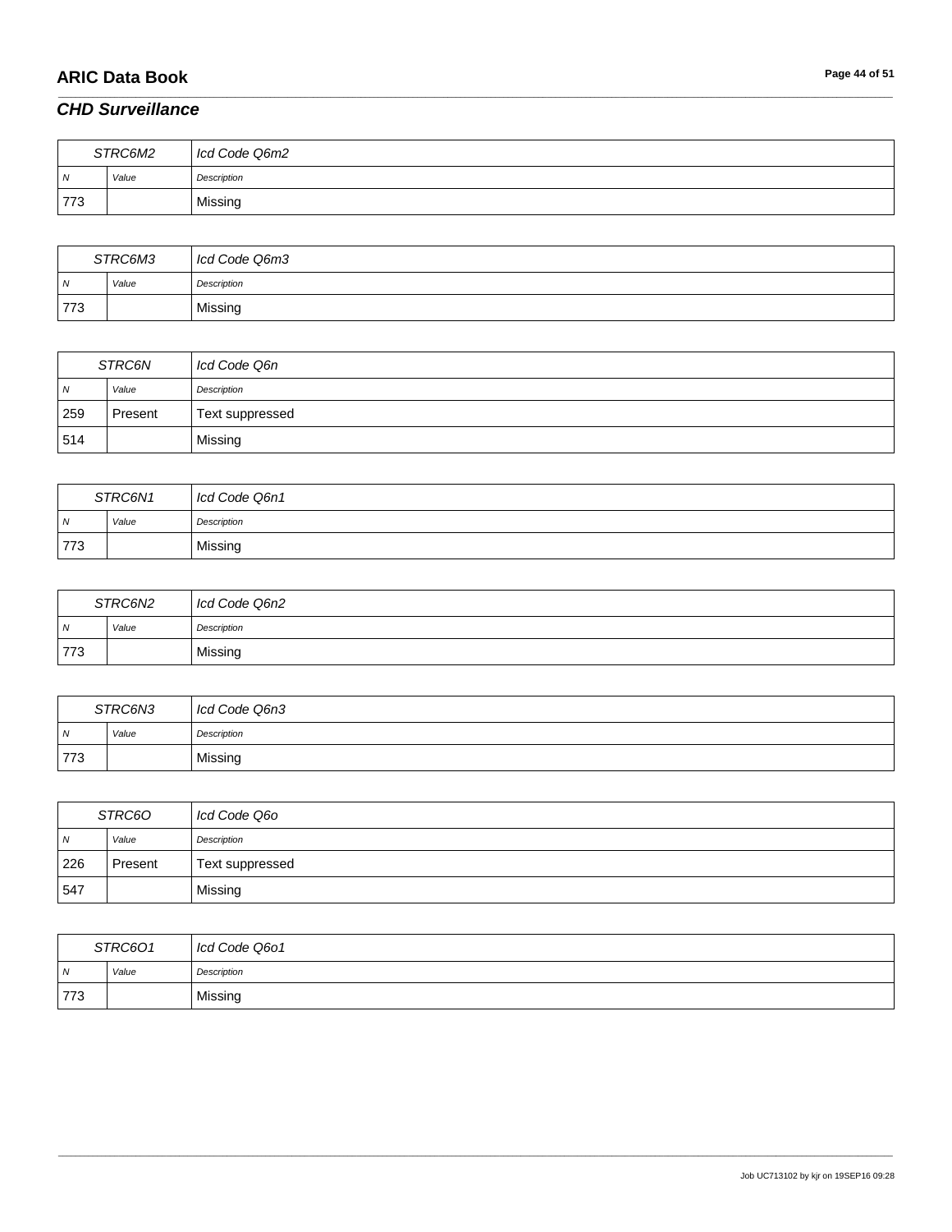## *CHD Surveillance*

| STRC6M2 | | Icd Code Q6m2 |
|---|---|---|
| N | Value | Description |
| 773 | | Missing |

| STRC6M3 | | Icd Code Q6m3 |
|---|---|---|
| N | Value | Description |
| 773 | | Missing |

| STRC6N | | Icd Code Q6n |
|---|---|---|
| N | Value | Description |
| 259 | Present | Text suppressed |
| 514 | | Missing |

| STRC6N1 | | Icd Code Q6n1 |
|---|---|---|
| N | Value | Description |
| 773 | | Missing |

| STRC6N2 | | Icd Code Q6n2 |
|---|---|---|
| N | Value | Description |
| 773 | | Missing |

| STRC6N3 | | Icd Code Q6n3 |
|---|---|---|
| N | Value | Description |
| 773 | | Missing |

| STRC6O | | Icd Code Q6o |
|---|---|---|
| N | Value | Description |
| 226 | Present | Text suppressed |
| 547 | | Missing |

| STRC6O1 | | Icd Code Q6o1 |
|---|---|---|
| N | Value | Description |
| 773 | | Missing |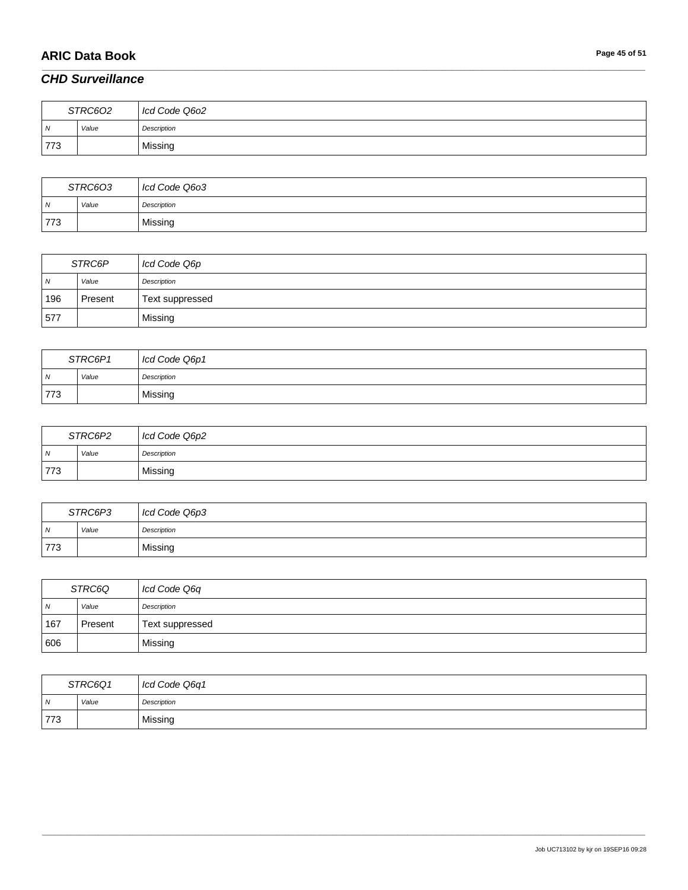## *CHD Surveillance*

| STRC6O2 | | Icd Code Q6o2 |
|---|---|---|
| *N* | *Value* | *Description* |
| 773 | | Missing |

| STRC6O3 | | Icd Code Q6o3 |
|---|---|---|
| *N* | *Value* | *Description* |
| 773 | | Missing |

| STRC6P | | Icd Code Q6p |
|---|---|---|
| *N* | *Value* | *Description* |
| 196 | Present | Text suppressed |
| 577 | | Missing |

| STRC6P1 | | Icd Code Q6p1 |
|---|---|---|
| *N* | *Value* | *Description* |
| 773 | | Missing |

| STRC6P2 | | Icd Code Q6p2 |
|---|---|---|
| *N* | *Value* | *Description* |
| 773 | | Missing |

| STRC6P3 | | Icd Code Q6p3 |
|---|---|---|
| *N* | *Value* | *Description* |
| 773 | | Missing |

| STRC6Q | | Icd Code Q6q |
|---|---|---|
| *N* | *Value* | *Description* |
| 167 | Present | Text suppressed |
| 606 | | Missing |

| STRC6Q1 | | Icd Code Q6q1 |
|---|---|---|
| *N* | *Value* | *Description* |
| 773 | | Missing |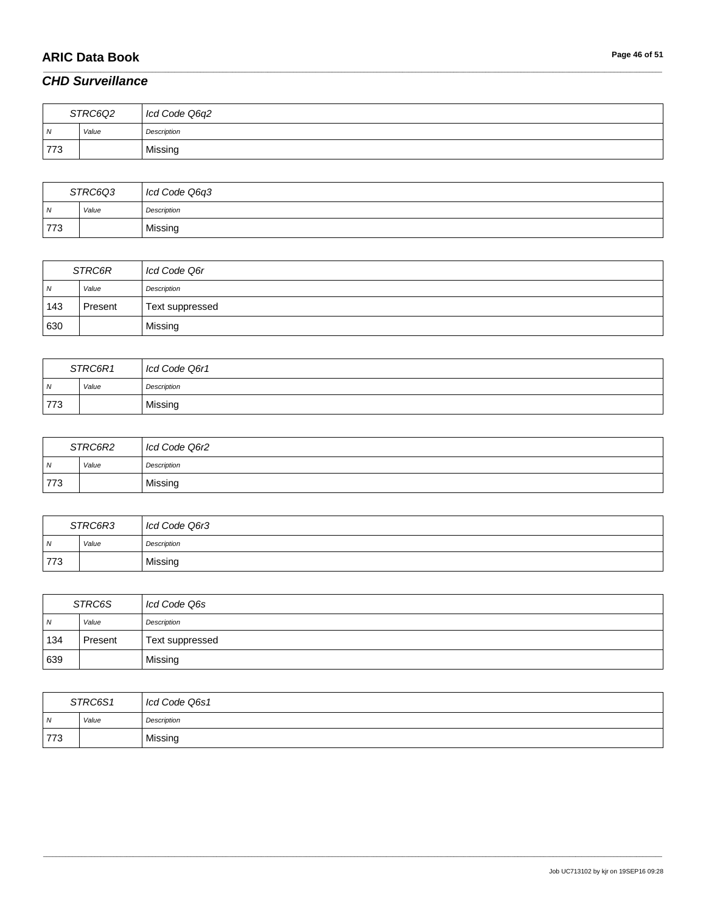## CHD Surveillance

| STRC6Q2 | | Icd Code Q6q2 |
|---|---|---|
| N | Value | Description |
| 773 | | Missing |

| STRC6Q3 | | Icd Code Q6q3 |
|---|---|---|
| N | Value | Description |
| 773 | | Missing |

| STRC6R | | Icd Code Q6r |
|---|---|---|
| N | Value | Description |
| 143 | Present | Text suppressed |
| 630 | | Missing |

| STRC6R1 | | Icd Code Q6r1 |
|---|---|---|
| N | Value | Description |
| 773 | | Missing |

| STRC6R2 | | Icd Code Q6r2 |
|---|---|---|
| N | Value | Description |
| 773 | | Missing |

| STRC6R3 | | Icd Code Q6r3 |
|---|---|---|
| N | Value | Description |
| 773 | | Missing |

| STRC6S | | Icd Code Q6s |
|---|---|---|
| N | Value | Description |
| 134 | Present | Text suppressed |
| 639 | | Missing |

| STRC6S1 | | Icd Code Q6s1 |
|---|---|---|
| N | Value | Description |
| 773 | | Missing |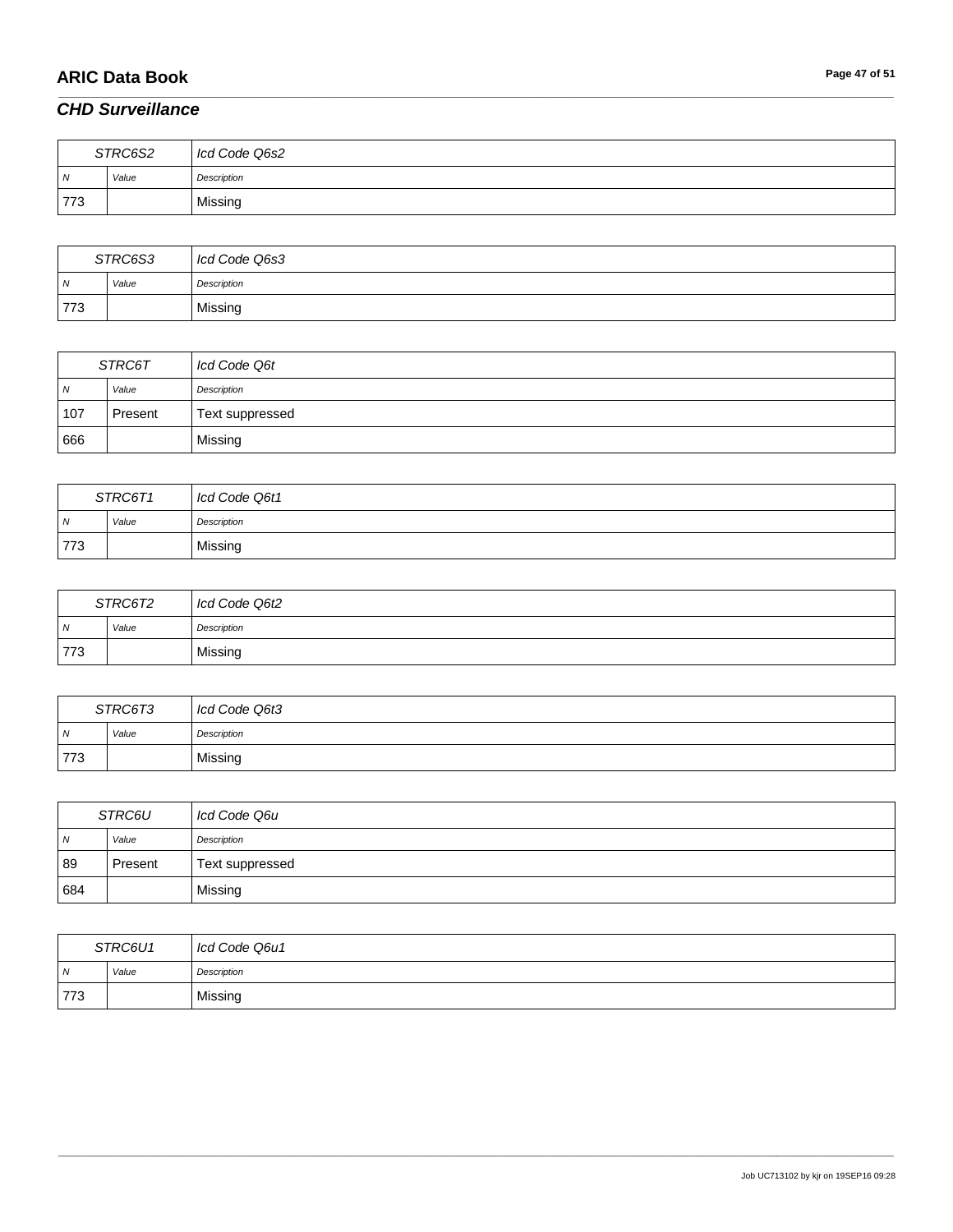## *CHD Surveillance*

| STRC6S2 | | Icd Code Q6s2 |
|---|---|---|
| *N* | *Value* | *Description* |
| 773 | | Missing |

| STRC6S3 | | Icd Code Q6s3 |
|---|---|---|
| *N* | *Value* | *Description* |
| 773 | | Missing |

| STRC6T | | Icd Code Q6t |
|---|---|---|
| *N* | *Value* | *Description* |
| 107 | Present | Text suppressed |
| 666 | | Missing |

| STRC6T1 | | Icd Code Q6t1 |
|---|---|---|
| *N* | *Value* | *Description* |
| 773 | | Missing |

| STRC6T2 | | Icd Code Q6t2 |
|---|---|---|
| *N* | *Value* | *Description* |
| 773 | | Missing |

| STRC6T3 | | Icd Code Q6t3 |
|---|---|---|
| *N* | *Value* | *Description* |
| 773 | | Missing |

| STRC6U | | Icd Code Q6u |
|---|---|---|
| *N* | *Value* | *Description* |
| 89 | Present | Text suppressed |
| 684 | | Missing |

| STRC6U1 | | Icd Code Q6u1 |
|---|---|---|
| *N* | *Value* | *Description* |
| 773 | | Missing |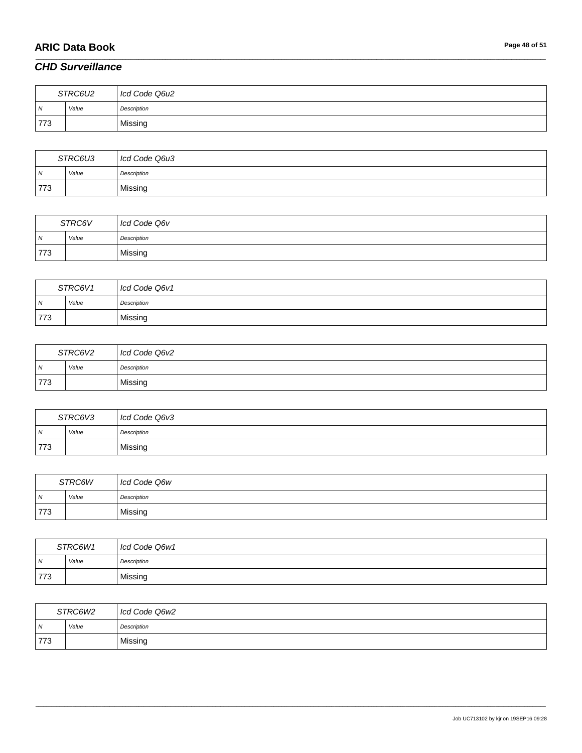## *CHD Surveillance*

| *STRC6U2* | | *Icd Code Q6u2* |
|---|---|---|
| *N* | *Value* | *Description* |
| 773 | | Missing |

| *STRC6U3* | | *Icd Code Q6u3* |
|---|---|---|
| *N* | *Value* | *Description* |
| 773 | | Missing |

| *STRC6V* | | *Icd Code Q6v* |
|---|---|---|
| *N* | *Value* | *Description* |
| 773 | | Missing |

| *STRC6V1* | | *Icd Code Q6v1* |
|---|---|---|
| *N* | *Value* | *Description* |
| 773 | | Missing |

| *STRC6V2* | | *Icd Code Q6v2* |
|---|---|---|
| *N* | *Value* | *Description* |
| 773 | | Missing |

| *STRC6V3* | | *Icd Code Q6v3* |
|---|---|---|
| *N* | *Value* | *Description* |
| 773 | | Missing |

| *STRC6W* | | *Icd Code Q6w* |
|---|---|---|
| *N* | *Value* | *Description* |
| 773 | | Missing |

| *STRC6W1* | | *Icd Code Q6w1* |
|---|---|---|
| *N* | *Value* | *Description* |
| 773 | | Missing |

| *STRC6W2* | | *Icd Code Q6w2* |
|---|---|---|
| *N* | *Value* | *Description* |
| 773 | | Missing |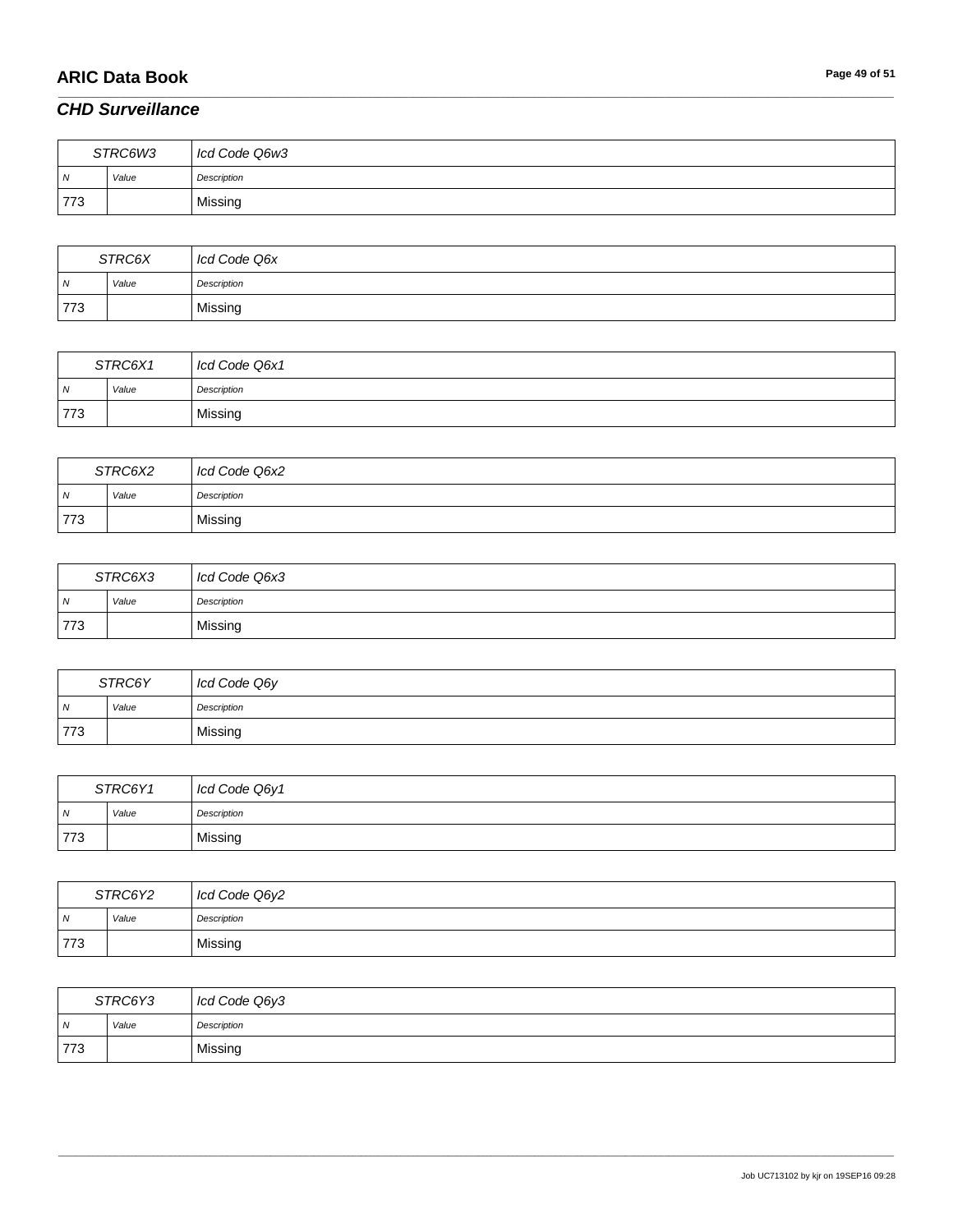## CHD Surveillance

| STRC6W3 | | Icd Code Q6w3 |
|---|---|---|
| N | Value | Description |
| 773 | | Missing |

| STRC6X | | Icd Code Q6x |
|---|---|---|
| N | Value | Description |
| 773 | | Missing |

| STRC6X1 | | Icd Code Q6x1 |
|---|---|---|
| N | Value | Description |
| 773 | | Missing |

| STRC6X2 | | Icd Code Q6x2 |
|---|---|---|
| N | Value | Description |
| 773 | | Missing |

| STRC6X3 | | Icd Code Q6x3 |
|---|---|---|
| N | Value | Description |
| 773 | | Missing |

| STRC6Y | | Icd Code Q6y |
|---|---|---|
| N | Value | Description |
| 773 | | Missing |

| STRC6Y1 | | Icd Code Q6y1 |
|---|---|---|
| N | Value | Description |
| 773 | | Missing |

| STRC6Y2 | | Icd Code Q6y2 |
|---|---|---|
| N | Value | Description |
| 773 | | Missing |

| STRC6Y3 | | Icd Code Q6y3 |
|---|---|---|
| N | Value | Description |
| 773 | | Missing |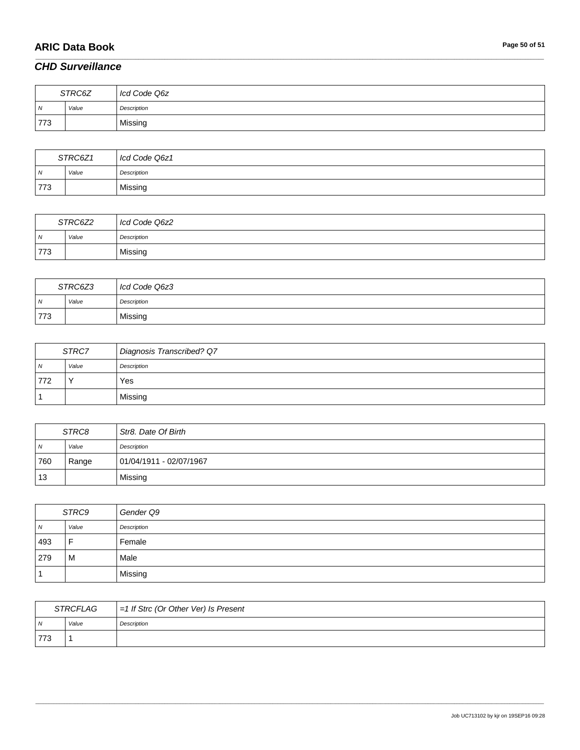## *CHD Surveillance*

| STRC6Z | | Icd Code Q6z |
|---|---|---|
| *N* | *Value* | *Description* |
| 773 | | Missing |

| STRC6Z1 | | Icd Code Q6z1 |
|---|---|---|
| *N* | *Value* | *Description* |
| 773 | | Missing |

| STRC6Z2 | | Icd Code Q6z2 |
|---|---|---|
| *N* | *Value* | *Description* |
| 773 | | Missing |

| STRC6Z3 | | Icd Code Q6z3 |
|---|---|---|
| *N* | *Value* | *Description* |
| 773 | | Missing |

| STRC7 | | Diagnosis Transcribed? Q7 |
|---|---|---|
| *N* | *Value* | *Description* |
| 772 | Y | Yes |
| 1 | | Missing |

| STRC8 | | Str8. Date Of Birth |
|---|---|---|
| *N* | *Value* | *Description* |
| 760 | Range | 01/04/1911 - 02/07/1967 |
| 13 | | Missing |

| STRC9 | | Gender Q9 |
|---|---|---|
| *N* | *Value* | *Description* |
| 493 | F | Female |
| 279 | M | Male |
| 1 | | Missing |

| STRCFLAG | | =1 If Strc (Or Other Ver) Is Present |
|---|---|---|
| *N* | *Value* | *Description* |
| 773 | 1 | |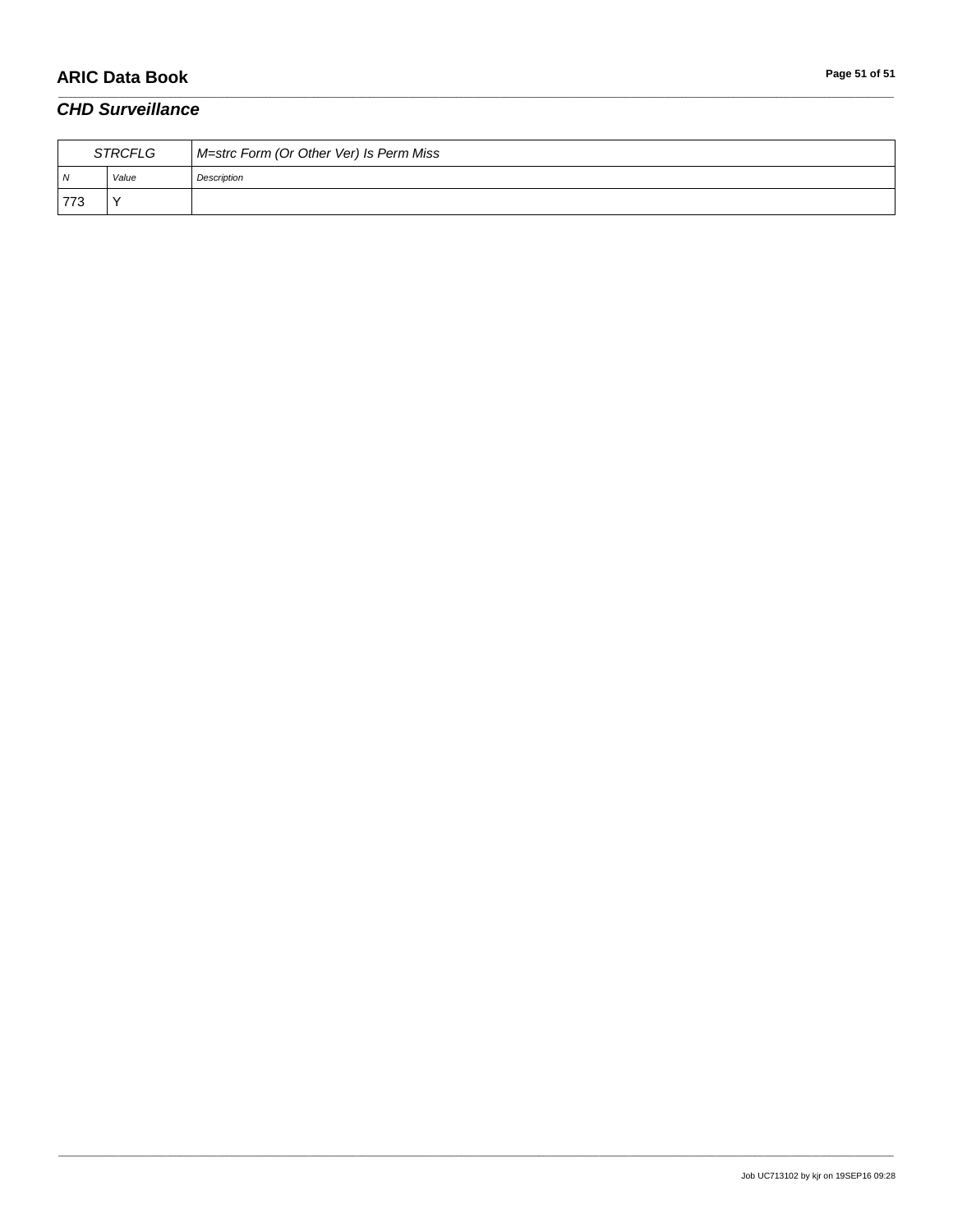## CHD Surveillance

| STRCFLG | | M=strc Form (Or Other Ver) Is Perm Miss |
|---|---|---|
| N | Value | Description |
| 773 | Y | |